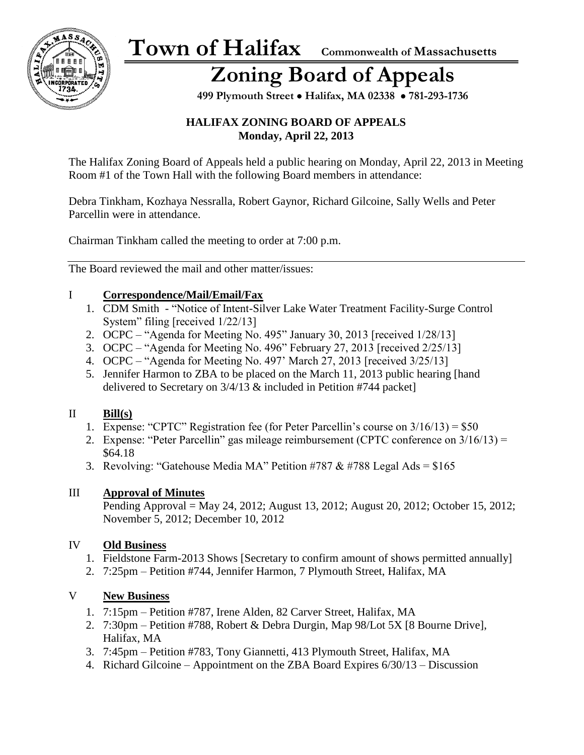# Town of Halifax Commonwealth of Massachusetts

# Zoning Board of Appeals

**499 Plymouth Street • Halifax, MA 02338 • 781-293-1736**

**HALIFAX ZONING BOARD OF APPEALS**
**Monday, April 22, 2013**

The Halifax Zoning Board of Appeals held a public hearing on Monday, April 22, 2013 in Meeting Room #1 of the Town Hall with the following Board members in attendance:

Debra Tinkham, Kozhaya Nessralla, Robert Gaynor, Richard Gilcoine, Sally Wells and Peter Parcellin were in attendance.

Chairman Tinkham called the meeting to order at 7:00 p.m.

---

The Board reviewed the mail and other matter/issues:

## I **Correspondence/Mail/Email/Fax**

1. CDM Smith - "Notice of Intent-Silver Lake Water Treatment Facility-Surge Control System" filing [received 1/22/13]
2. OCPC – "Agenda for Meeting No. 495" January 30, 2013 [received 1/28/13]
3. OCPC – "Agenda for Meeting No. 496" February 27, 2013 [received 2/25/13]
4. OCPC – "Agenda for Meeting No. 497' March 27, 2013 [received 3/25/13]
5. Jennifer Harmon to ZBA to be placed on the March 11, 2013 public hearing [hand delivered to Secretary on 3/4/13 & included in Petition #744 packet]

## II **Bill(s)**

1. Expense: "CPTC" Registration fee (for Peter Parcellin's course on 3/16/13) = $50
2. Expense: "Peter Parcellin" gas mileage reimbursement (CPTC conference on 3/16/13) = $64.18
3. Revolving: "Gatehouse Media MA" Petition #787 & #788 Legal Ads = $165

## III **Approval of Minutes**

Pending Approval = May 24, 2012; August 13, 2012; August 20, 2012; October 15, 2012; November 5, 2012; December 10, 2012

## IV **Old Business**

1. Fieldstone Farm-2013 Shows [Secretary to confirm amount of shows permitted annually]
2. 7:25pm – Petition #744, Jennifer Harmon, 7 Plymouth Street, Halifax, MA

## V **New Business**

1. 7:15pm – Petition #787, Irene Alden, 82 Carver Street, Halifax, MA
2. 7:30pm – Petition #788, Robert & Debra Durgin, Map 98/Lot 5X [8 Bourne Drive], Halifax, MA
3. 7:45pm – Petition #783, Tony Giannetti, 413 Plymouth Street, Halifax, MA
4. Richard Gilcoine – Appointment on the ZBA Board Expires 6/30/13 – Discussion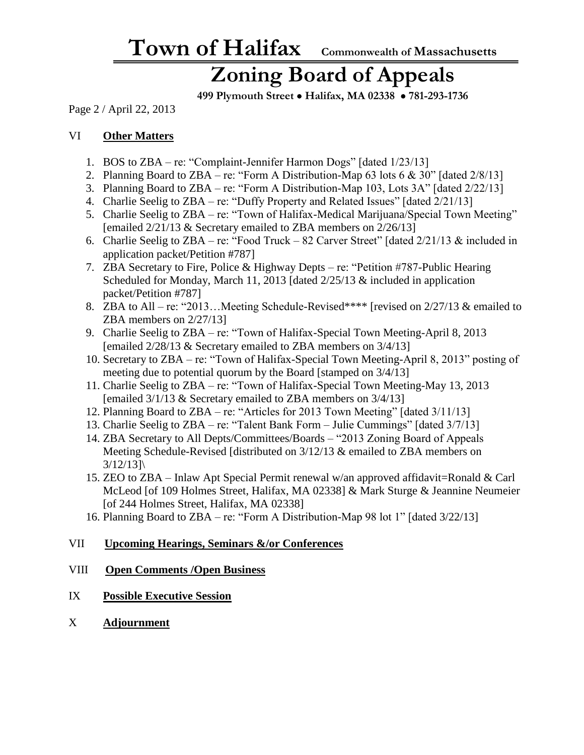# Town of Halifax Commonwealth of Massachusetts

# Zoning Board of Appeals

**499 Plymouth Street • Halifax, MA 02338 • 781-293-1736**

Page 2 / April 22, 2013

## VI **Other Matters**

1. BOS to ZBA – re: "Complaint-Jennifer Harmon Dogs" [dated 1/23/13]
2. Planning Board to ZBA – re: "Form A Distribution-Map 63 lots 6 & 30" [dated 2/8/13]
3. Planning Board to ZBA – re: "Form A Distribution-Map 103, Lots 3A" [dated 2/22/13]
4. Charlie Seelig to ZBA – re: "Duffy Property and Related Issues" [dated 2/21/13]
5. Charlie Seelig to ZBA – re: "Town of Halifax-Medical Marijuana/Special Town Meeting" [emailed 2/21/13 & Secretary emailed to ZBA members on 2/26/13]
6. Charlie Seelig to ZBA – re: "Food Truck – 82 Carver Street" [dated 2/21/13 & included in application packet/Petition #787]
7. ZBA Secretary to Fire, Police & Highway Depts – re: "Petition #787-Public Hearing Scheduled for Monday, March 11, 2013 [dated 2/25/13 & included in application packet/Petition #787]
8. ZBA to All – re: "2013…Meeting Schedule-Revised**** [revised on 2/27/13 & emailed to ZBA members on 2/27/13]
9. Charlie Seelig to ZBA – re: "Town of Halifax-Special Town Meeting-April 8, 2013 [emailed 2/28/13 & Secretary emailed to ZBA members on 3/4/13]
10. Secretary to ZBA – re: "Town of Halifax-Special Town Meeting-April 8, 2013" posting of meeting due to potential quorum by the Board [stamped on 3/4/13]
11. Charlie Seelig to ZBA – re: "Town of Halifax-Special Town Meeting-May 13, 2013 [emailed 3/1/13 & Secretary emailed to ZBA members on 3/4/13]
12. Planning Board to ZBA – re: "Articles for 2013 Town Meeting" [dated 3/11/13]
13. Charlie Seelig to ZBA – re: "Talent Bank Form – Julie Cummings" [dated 3/7/13]
14. ZBA Secretary to All Depts/Committees/Boards – "2013 Zoning Board of Appeals Meeting Schedule-Revised [distributed on 3/12/13 & emailed to ZBA members on 3/12/13]\
15. ZEO to ZBA – Inlaw Apt Special Permit renewal w/an approved affidavit=Ronald & Carl McLeod [of 109 Holmes Street, Halifax, MA 02338] & Mark Sturge & Jeannine Neumeier [of 244 Holmes Street, Halifax, MA 02338]
16. Planning Board to ZBA – re: "Form A Distribution-Map 98 lot 1" [dated 3/22/13]

## VII **Upcoming Hearings, Seminars &/or Conferences**

## VIII **Open Comments /Open Business**

## IX **Possible Executive Session**

## X **Adjournment**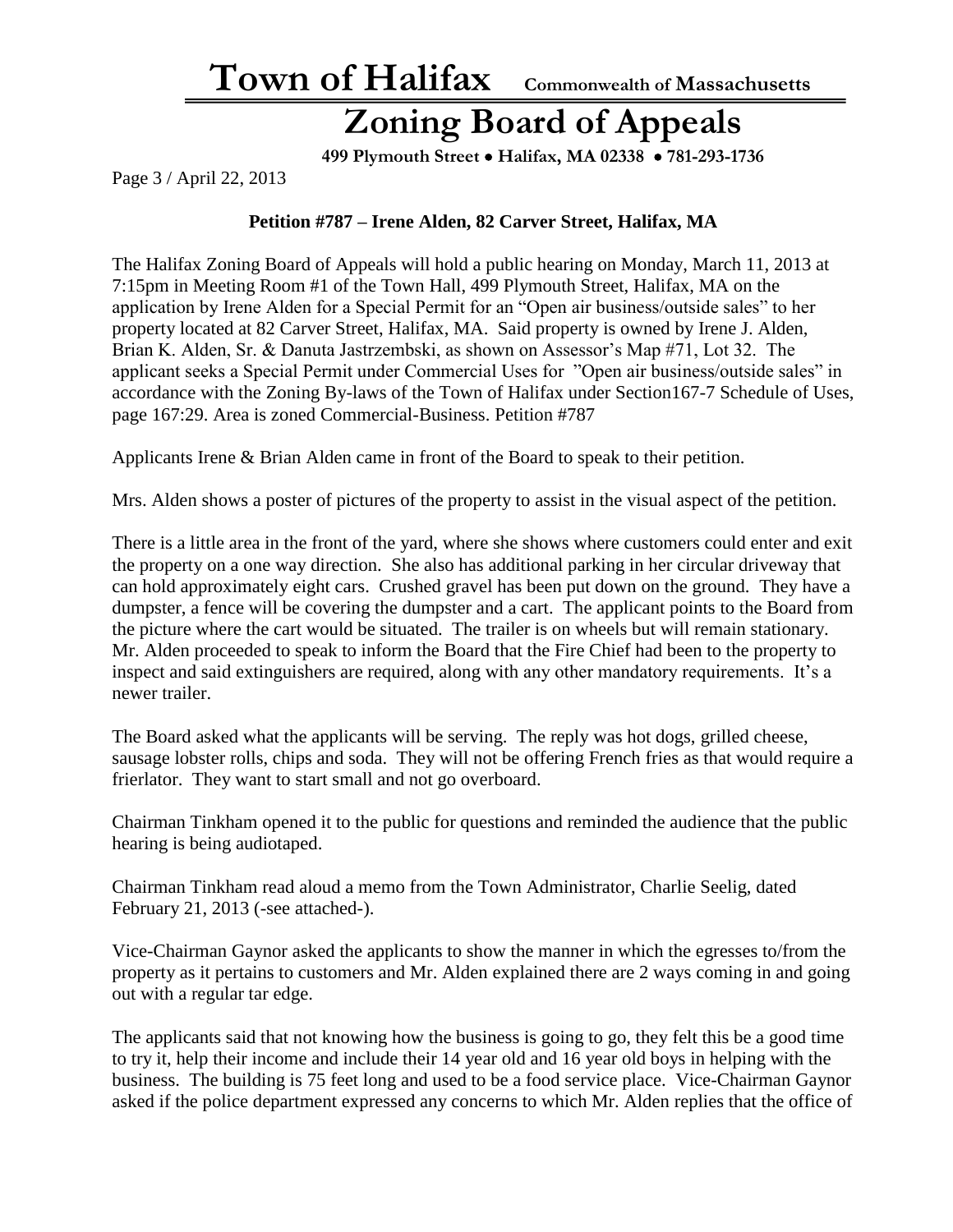**Petition #787 – Irene Alden, 82 Carver Street, Halifax, MA**

The Halifax Zoning Board of Appeals will hold a public hearing on Monday, March 11, 2013 at 7:15pm in Meeting Room #1 of the Town Hall, 499 Plymouth Street, Halifax, MA on the application by Irene Alden for a Special Permit for an "Open air business/outside sales" to her property located at 82 Carver Street, Halifax, MA. Said property is owned by Irene J. Alden, Brian K. Alden, Sr. & Danuta Jastrzembski, as shown on Assessor's Map #71, Lot 32. The applicant seeks a Special Permit under Commercial Uses for "Open air business/outside sales" in accordance with the Zoning By-laws of the Town of Halifax under Section167-7 Schedule of Uses, page 167:29. Area is zoned Commercial-Business. Petition #787

Applicants Irene & Brian Alden came in front of the Board to speak to their petition.

Mrs. Alden shows a poster of pictures of the property to assist in the visual aspect of the petition.

There is a little area in the front of the yard, where she shows where customers could enter and exit the property on a one way direction. She also has additional parking in her circular driveway that can hold approximately eight cars. Crushed gravel has been put down on the ground. They have a dumpster, a fence will be covering the dumpster and a cart. The applicant points to the Board from the picture where the cart would be situated. The trailer is on wheels but will remain stationary. Mr. Alden proceeded to speak to inform the Board that the Fire Chief had been to the property to inspect and said extinguishers are required, along with any other mandatory requirements. It's a newer trailer.

The Board asked what the applicants will be serving. The reply was hot dogs, grilled cheese, sausage lobster rolls, chips and soda. They will not be offering French fries as that would require a frierlator. They want to start small and not go overboard.

Chairman Tinkham opened it to the public for questions and reminded the audience that the public hearing is being audiotaped.

Chairman Tinkham read aloud a memo from the Town Administrator, Charlie Seelig, dated February 21, 2013 (-see attached-).

Vice-Chairman Gaynor asked the applicants to show the manner in which the egresses to/from the property as it pertains to customers and Mr. Alden explained there are 2 ways coming in and going out with a regular tar edge.

The applicants said that not knowing how the business is going to go, they felt this be a good time to try it, help their income and include their 14 year old and 16 year old boys in helping with the business. The building is 75 feet long and used to be a food service place. Vice-Chairman Gaynor asked if the police department expressed any concerns to which Mr. Alden replies that the office of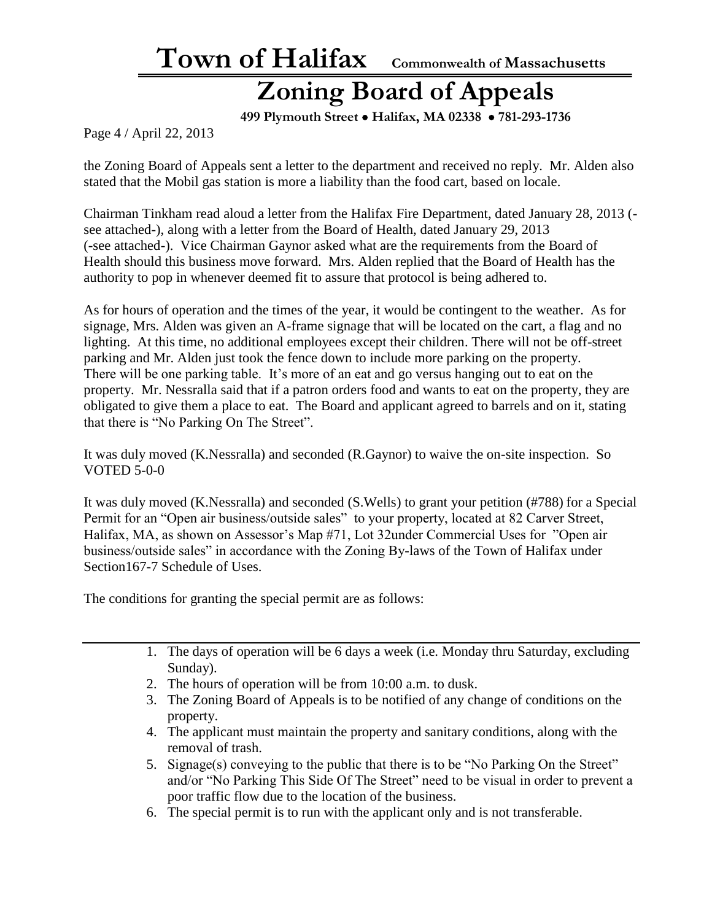the Zoning Board of Appeals sent a letter to the department and received no reply. Mr. Alden also stated that the Mobil gas station is more a liability than the food cart, based on locale.

Chairman Tinkham read aloud a letter from the Halifax Fire Department, dated January 28, 2013 (-see attached-), along with a letter from the Board of Health, dated January 29, 2013 (-see attached-). Vice Chairman Gaynor asked what are the requirements from the Board of Health should this business move forward. Mrs. Alden replied that the Board of Health has the authority to pop in whenever deemed fit to assure that protocol is being adhered to.

As for hours of operation and the times of the year, it would be contingent to the weather. As for signage, Mrs. Alden was given an A-frame signage that will be located on the cart, a flag and no lighting. At this time, no additional employees except their children. There will not be off-street parking and Mr. Alden just took the fence down to include more parking on the property. There will be one parking table. It's more of an eat and go versus hanging out to eat on the property. Mr. Nessralla said that if a patron orders food and wants to eat on the property, they are obligated to give them a place to eat. The Board and applicant agreed to barrels and on it, stating that there is "No Parking On The Street".

It was duly moved (K.Nessralla) and seconded (R.Gaynor) to waive the on-site inspection. So VOTED 5-0-0

It was duly moved (K.Nessralla) and seconded (S.Wells) to grant your petition (#788) for a Special Permit for an "Open air business/outside sales" to your property, located at 82 Carver Street, Halifax, MA, as shown on Assessor's Map #71, Lot 32under Commercial Uses for "Open air business/outside sales" in accordance with the Zoning By-laws of the Town of Halifax under Section167-7 Schedule of Uses.

The conditions for granting the special permit are as follows:

---

1. The days of operation will be 6 days a week (i.e. Monday thru Saturday, excluding Sunday).
2. The hours of operation will be from 10:00 a.m. to dusk.
3. The Zoning Board of Appeals is to be notified of any change of conditions on the property.
4. The applicant must maintain the property and sanitary conditions, along with the removal of trash.
5. Signage(s) conveying to the public that there is to be "No Parking On the Street" and/or "No Parking This Side Of The Street" need to be visual in order to prevent a poor traffic flow due to the location of the business.
6. The special permit is to run with the applicant only and is not transferable.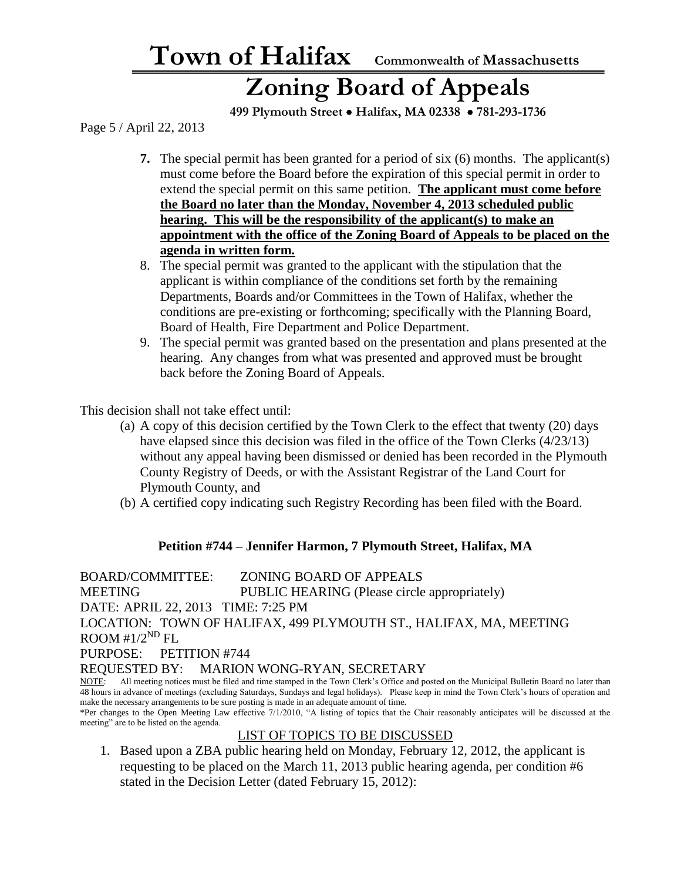7. The special permit has been granted for a period of six (6) months. The applicant(s) must come before the Board before the expiration of this special permit in order to extend the special permit on this same petition. **The applicant must come before the Board no later than the Monday, November 4, 2013 scheduled public hearing. This will be the responsibility of the applicant(s) to make an appointment with the office of the Zoning Board of Appeals to be placed on the agenda in written form.**
8. The special permit was granted to the applicant with the stipulation that the applicant is within compliance of the conditions set forth by the remaining Departments, Boards and/or Committees in the Town of Halifax, whether the conditions are pre-existing or forthcoming; specifically with the Planning Board, Board of Health, Fire Department and Police Department.
9. The special permit was granted based on the presentation and plans presented at the hearing. Any changes from what was presented and approved must be brought back before the Zoning Board of Appeals.

This decision shall not take effect until:

(a) A copy of this decision certified by the Town Clerk to the effect that twenty (20) days have elapsed since this decision was filed in the office of the Town Clerks (4/23/13) without any appeal having been dismissed or denied has been recorded in the Plymouth County Registry of Deeds, or with the Assistant Registrar of the Land Court for Plymouth County, and

(b) A certified copy indicating such Registry Recording has been filed with the Board.

### Petition #744 – Jennifer Harmon, 7 Plymouth Street, Halifax, MA

BOARD/COMMITTEE: ZONING BOARD OF APPEALS
MEETING PUBLIC HEARING (Please circle appropriately)
DATE: APRIL 22, 2013 TIME: 7:25 PM
LOCATION: TOWN OF HALIFAX, 499 PLYMOUTH ST., HALIFAX, MA, MEETING ROOM #1/2ND FL
PURPOSE: PETITION #744
REQUESTED BY: MARION WONG-RYAN, SECRETARY

NOTE: All meeting notices must be filed and time stamped in the Town Clerk's Office and posted on the Municipal Bulletin Board no later than 48 hours in advance of meetings (excluding Saturdays, Sundays and legal holidays). Please keep in mind the Town Clerk's hours of operation and make the necessary arrangements to be sure posting is made in an adequate amount of time.
*Per changes to the Open Meeting Law effective 7/1/2010, "A listing of topics that the Chair reasonably anticipates will be discussed at the meeting" are to be listed on the agenda.

LIST OF TOPICS TO BE DISCUSSED

1. Based upon a ZBA public hearing held on Monday, February 12, 2012, the applicant is requesting to be placed on the March 11, 2013 public hearing agenda, per condition #6 stated in the Decision Letter (dated February 15, 2012):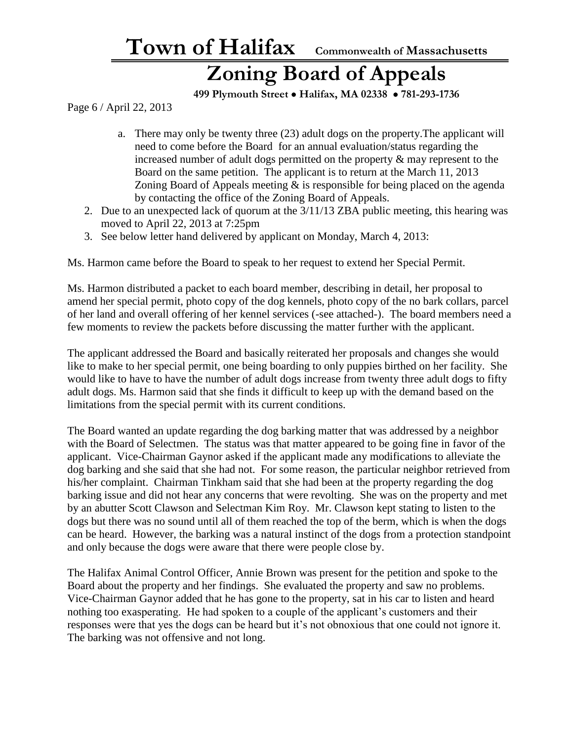a. There may only be twenty three (23) adult dogs on the property.The applicant will need to come before the Board for an annual evaluation/status regarding the increased number of adult dogs permitted on the property & may represent to the Board on the same petition. The applicant is to return at the March 11, 2013 Zoning Board of Appeals meeting & is responsible for being placed on the agenda by contacting the office of the Zoning Board of Appeals.

2. Due to an unexpected lack of quorum at the 3/11/13 ZBA public meeting, this hearing was moved to April 22, 2013 at 7:25pm
3. See below letter hand delivered by applicant on Monday, March 4, 2013:

Ms. Harmon came before the Board to speak to her request to extend her Special Permit.

Ms. Harmon distributed a packet to each board member, describing in detail, her proposal to amend her special permit, photo copy of the dog kennels, photo copy of the no bark collars, parcel of her land and overall offering of her kennel services (-see attached-). The board members need a few moments to review the packets before discussing the matter further with the applicant.

The applicant addressed the Board and basically reiterated her proposals and changes she would like to make to her special permit, one being boarding to only puppies birthed on her facility. She would like to have to have the number of adult dogs increase from twenty three adult dogs to fifty adult dogs. Ms. Harmon said that she finds it difficult to keep up with the demand based on the limitations from the special permit with its current conditions.

The Board wanted an update regarding the dog barking matter that was addressed by a neighbor with the Board of Selectmen. The status was that matter appeared to be going fine in favor of the applicant. Vice-Chairman Gaynor asked if the applicant made any modifications to alleviate the dog barking and she said that she had not. For some reason, the particular neighbor retrieved from his/her complaint. Chairman Tinkham said that she had been at the property regarding the dog barking issue and did not hear any concerns that were revolting. She was on the property and met by an abutter Scott Clawson and Selectman Kim Roy. Mr. Clawson kept stating to listen to the dogs but there was no sound until all of them reached the top of the berm, which is when the dogs can be heard. However, the barking was a natural instinct of the dogs from a protection standpoint and only because the dogs were aware that there were people close by.

The Halifax Animal Control Officer, Annie Brown was present for the petition and spoke to the Board about the property and her findings. She evaluated the property and saw no problems. Vice-Chairman Gaynor added that he has gone to the property, sat in his car to listen and heard nothing too exasperating. He had spoken to a couple of the applicant's customers and their responses were that yes the dogs can be heard but it's not obnoxious that one could not ignore it. The barking was not offensive and not long.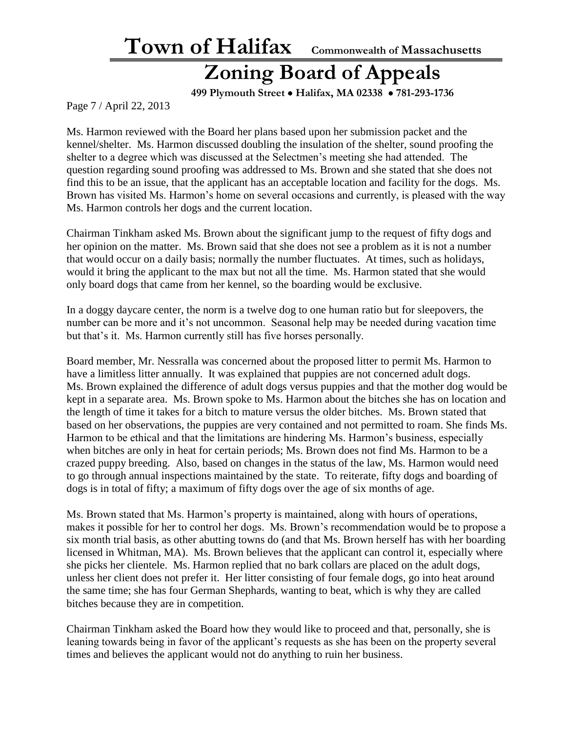Ms. Harmon reviewed with the Board her plans based upon her submission packet and the kennel/shelter. Ms. Harmon discussed doubling the insulation of the shelter, sound proofing the shelter to a degree which was discussed at the Selectmen's meeting she had attended. The question regarding sound proofing was addressed to Ms. Brown and she stated that she does not find this to be an issue, that the applicant has an acceptable location and facility for the dogs. Ms. Brown has visited Ms. Harmon's home on several occasions and currently, is pleased with the way Ms. Harmon controls her dogs and the current location.

Chairman Tinkham asked Ms. Brown about the significant jump to the request of fifty dogs and her opinion on the matter. Ms. Brown said that she does not see a problem as it is not a number that would occur on a daily basis; normally the number fluctuates. At times, such as holidays, would it bring the applicant to the max but not all the time. Ms. Harmon stated that she would only board dogs that came from her kennel, so the boarding would be exclusive.

In a doggy daycare center, the norm is a twelve dog to one human ratio but for sleepovers, the number can be more and it's not uncommon. Seasonal help may be needed during vacation time but that's it. Ms. Harmon currently still has five horses personally.

Board member, Mr. Nessralla was concerned about the proposed litter to permit Ms. Harmon to have a limitless litter annually. It was explained that puppies are not concerned adult dogs. Ms. Brown explained the difference of adult dogs versus puppies and that the mother dog would be kept in a separate area. Ms. Brown spoke to Ms. Harmon about the bitches she has on location and the length of time it takes for a bitch to mature versus the older bitches. Ms. Brown stated that based on her observations, the puppies are very contained and not permitted to roam. She finds Ms. Harmon to be ethical and that the limitations are hindering Ms. Harmon's business, especially when bitches are only in heat for certain periods; Ms. Brown does not find Ms. Harmon to be a crazed puppy breeding. Also, based on changes in the status of the law, Ms. Harmon would need to go through annual inspections maintained by the state. To reiterate, fifty dogs and boarding of dogs is in total of fifty; a maximum of fifty dogs over the age of six months of age.

Ms. Brown stated that Ms. Harmon's property is maintained, along with hours of operations, makes it possible for her to control her dogs. Ms. Brown's recommendation would be to propose a six month trial basis, as other abutting towns do (and that Ms. Brown herself has with her boarding licensed in Whitman, MA). Ms. Brown believes that the applicant can control it, especially where she picks her clientele. Ms. Harmon replied that no bark collars are placed on the adult dogs, unless her client does not prefer it. Her litter consisting of four female dogs, go into heat around the same time; she has four German Shephards, wanting to beat, which is why they are called bitches because they are in competition.

Chairman Tinkham asked the Board how they would like to proceed and that, personally, she is leaning towards being in favor of the applicant's requests as she has been on the property several times and believes the applicant would not do anything to ruin her business.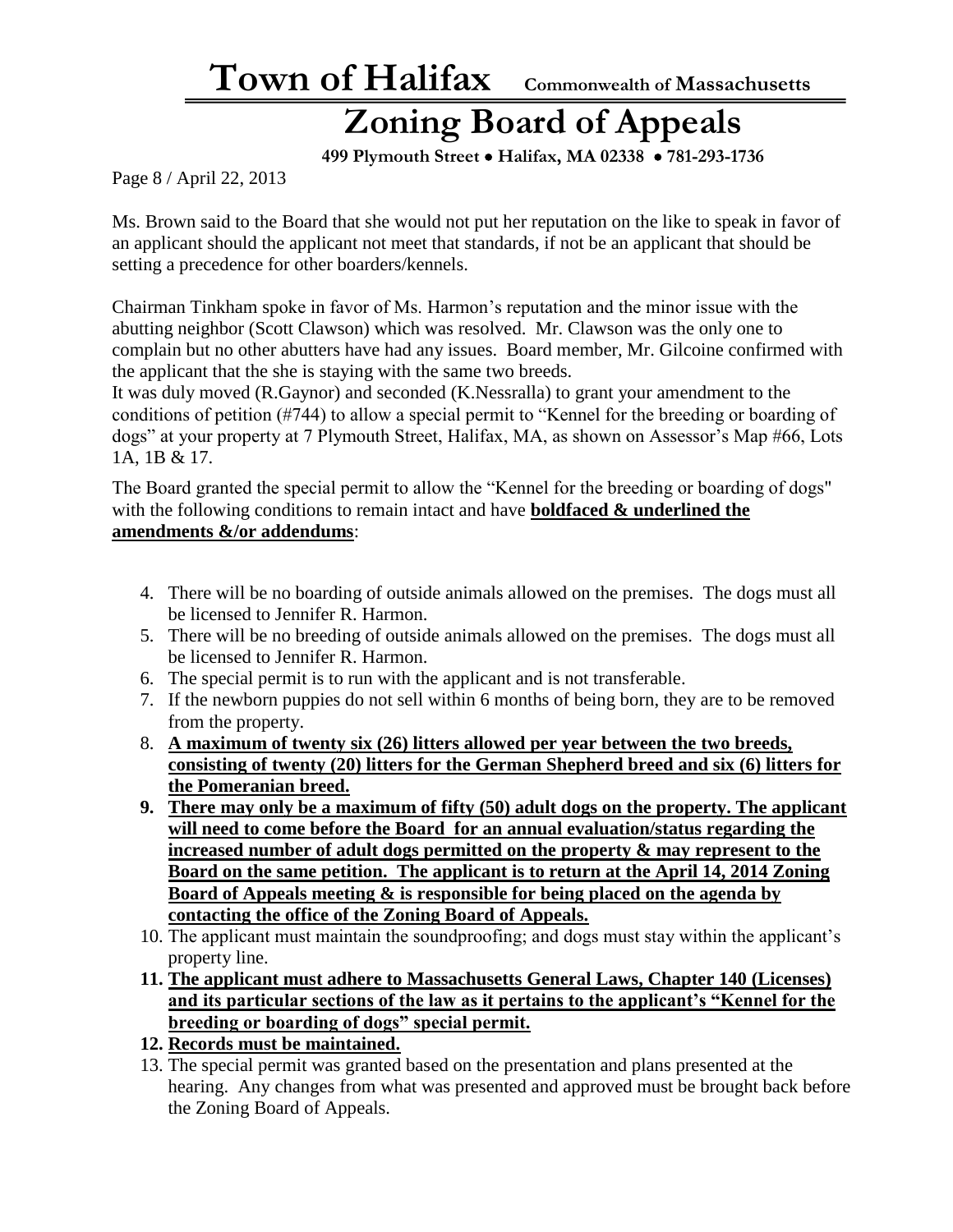Ms. Brown said to the Board that she would not put her reputation on the like to speak in favor of an applicant should the applicant not meet that standards, if not be an applicant that should be setting a precedence for other boarders/kennels.

Chairman Tinkham spoke in favor of Ms. Harmon's reputation and the minor issue with the abutting neighbor (Scott Clawson) which was resolved. Mr. Clawson was the only one to complain but no other abutters have had any issues. Board member, Mr. Gilcoine confirmed with the applicant that the she is staying with the same two breeds.

It was duly moved (R.Gaynor) and seconded (K.Nessralla) to grant your amendment to the conditions of petition (#744) to allow a special permit to "Kennel for the breeding or boarding of dogs" at your property at 7 Plymouth Street, Halifax, MA, as shown on Assessor's Map #66, Lots 1A, 1B & 17.

The Board granted the special permit to allow the "Kennel for the breeding or boarding of dogs" with the following conditions to remain intact and have <u>**boldfaced & underlined the amendments &/or addendums**</u>:

4. There will be no boarding of outside animals allowed on the premises. The dogs must all be licensed to Jennifer R. Harmon.
5. There will be no breeding of outside animals allowed on the premises. The dogs must all be licensed to Jennifer R. Harmon.
6. The special permit is to run with the applicant and is not transferable.
7. If the newborn puppies do not sell within 6 months of being born, they are to be removed from the property.
8. <u>**A maximum of twenty six (26) litters allowed per year between the two breeds, consisting of twenty (20) litters for the German Shepherd breed and six (6) litters for the Pomeranian breed.**</u>
9. <u>**There may only be a maximum of fifty (50) adult dogs on the property. The applicant will need to come before the Board for an annual evaluation/status regarding the increased number of adult dogs permitted on the property & may represent to the Board on the same petition. The applicant is to return at the April 14, 2014 Zoning Board of Appeals meeting & is responsible for being placed on the agenda by contacting the office of the Zoning Board of Appeals.**</u>
10. The applicant must maintain the soundproofing; and dogs must stay within the applicant's property line.
11. <u>**The applicant must adhere to Massachusetts General Laws, Chapter 140 (Licenses) and its particular sections of the law as it pertains to the applicant's "Kennel for the breeding or boarding of dogs" special permit.**</u>
12. <u>**Records must be maintained.**</u>
13. The special permit was granted based on the presentation and plans presented at the hearing. Any changes from what was presented and approved must be brought back before the Zoning Board of Appeals.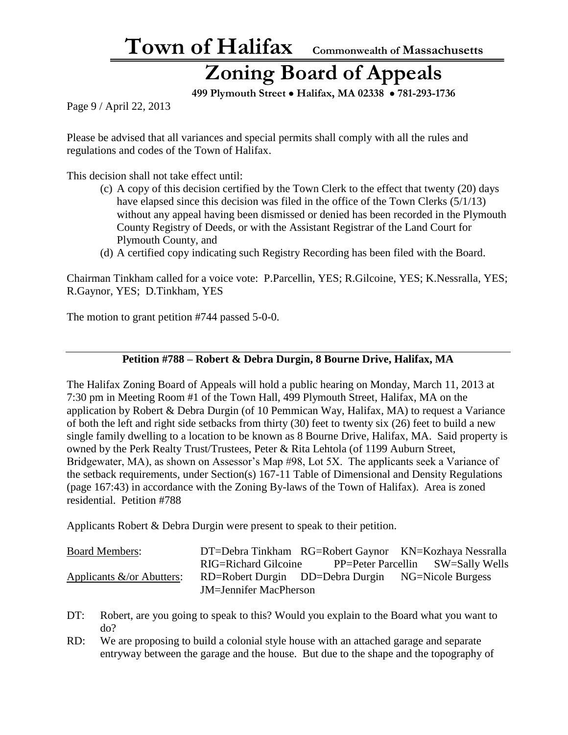Please be advised that all variances and special permits shall comply with all the rules and regulations and codes of the Town of Halifax.

This decision shall not take effect until:

(c) A copy of this decision certified by the Town Clerk to the effect that twenty (20) days have elapsed since this decision was filed in the office of the Town Clerks (5/1/13) without any appeal having been dismissed or denied has been recorded in the Plymouth County Registry of Deeds, or with the Assistant Registrar of the Land Court for Plymouth County, and

(d) A certified copy indicating such Registry Recording has been filed with the Board.

Chairman Tinkham called for a voice vote: P.Parcellin, YES; R.Gilcoine, YES; K.Nessralla, YES; R.Gaynor, YES; D.Tinkham, YES

The motion to grant petition #744 passed 5-0-0.

---

**Petition #788 – Robert & Debra Durgin, 8 Bourne Drive, Halifax, MA**

The Halifax Zoning Board of Appeals will hold a public hearing on Monday, March 11, 2013 at 7:30 pm in Meeting Room #1 of the Town Hall, 499 Plymouth Street, Halifax, MA on the application by Robert & Debra Durgin (of 10 Pemmican Way, Halifax, MA) to request a Variance of both the left and right side setbacks from thirty (30) feet to twenty six (26) feet to build a new single family dwelling to a location to be known as 8 Bourne Drive, Halifax, MA. Said property is owned by the Perk Realty Trust/Trustees, Peter & Rita Lehtola (of 1199 Auburn Street, Bridgewater, MA), as shown on Assessor's Map #98, Lot 5X. The applicants seek a Variance of the setback requirements, under Section(s) 167-11 Table of Dimensional and Density Regulations (page 167:43) in accordance with the Zoning By-laws of the Town of Halifax). Area is zoned residential. Petition #788

Applicants Robert & Debra Durgin were present to speak to their petition.

Board Members: DT=Debra Tinkham RG=Robert Gaynor KN=Kozhaya Nessralla RIG=Richard Gilcoine PP=Peter Parcellin SW=Sally Wells

Applicants &/or Abutters: RD=Robert Durgin DD=Debra Durgin NG=Nicole Burgess JM=Jennifer MacPherson

DT: Robert, are you going to speak to this? Would you explain to the Board what you want to do?

RD: We are proposing to build a colonial style house with an attached garage and separate entryway between the garage and the house. But due to the shape and the topography of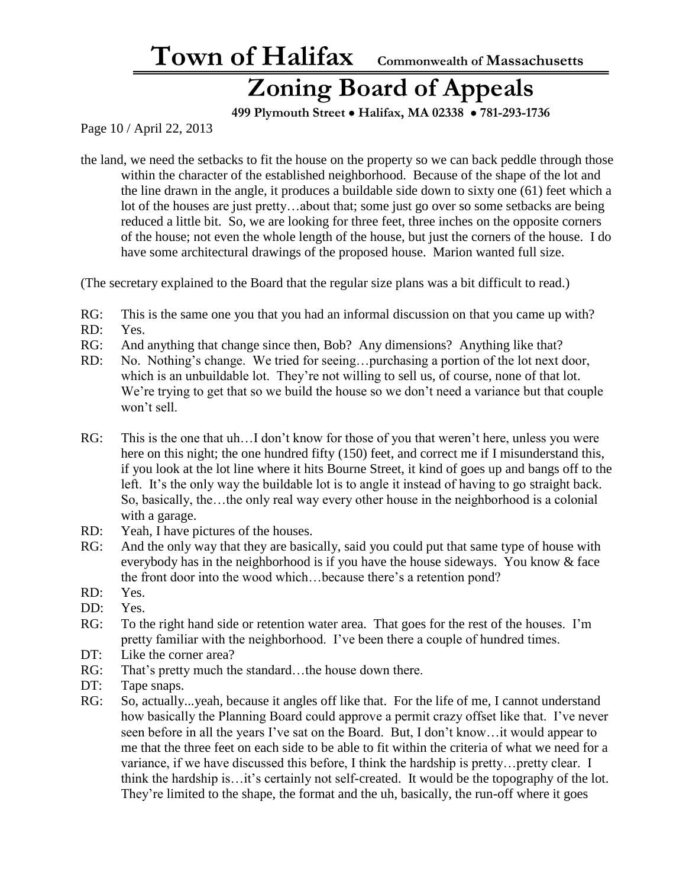the land, we need the setbacks to fit the house on the property so we can back peddle through those within the character of the established neighborhood. Because of the shape of the lot and the line drawn in the angle, it produces a buildable side down to sixty one (61) feet which a lot of the houses are just pretty…about that; some just go over so some setbacks are being reduced a little bit. So, we are looking for three feet, three inches on the opposite corners of the house; not even the whole length of the house, but just the corners of the house. I do have some architectural drawings of the proposed house. Marion wanted full size.

(The secretary explained to the Board that the regular size plans was a bit difficult to read.)

RG: This is the same one you that you had an informal discussion on that you came up with?

RD: Yes.

RG: And anything that change since then, Bob? Any dimensions? Anything like that?

RD: No. Nothing's change. We tried for seeing…purchasing a portion of the lot next door, which is an unbuildable lot. They're not willing to sell us, of course, none of that lot. We're trying to get that so we build the house so we don't need a variance but that couple won't sell.

RG: This is the one that uh…I don't know for those of you that weren't here, unless you were here on this night; the one hundred fifty (150) feet, and correct me if I misunderstand this, if you look at the lot line where it hits Bourne Street, it kind of goes up and bangs off to the left. It's the only way the buildable lot is to angle it instead of having to go straight back. So, basically, the…the only real way every other house in the neighborhood is a colonial with a garage.

RD: Yeah, I have pictures of the houses.

RG: And the only way that they are basically, said you could put that same type of house with everybody has in the neighborhood is if you have the house sideways. You know & face the front door into the wood which…because there's a retention pond?

RD: Yes.

DD: Yes.

RG: To the right hand side or retention water area. That goes for the rest of the houses. I'm pretty familiar with the neighborhood. I've been there a couple of hundred times.

DT: Like the corner area?

RG: That's pretty much the standard…the house down there.

DT: Tape snaps.

RG: So, actually...yeah, because it angles off like that. For the life of me, I cannot understand how basically the Planning Board could approve a permit crazy offset like that. I've never seen before in all the years I've sat on the Board. But, I don't know…it would appear to me that the three feet on each side to be able to fit within the criteria of what we need for a variance, if we have discussed this before, I think the hardship is pretty…pretty clear. I think the hardship is…it's certainly not self-created. It would be the topography of the lot. They're limited to the shape, the format and the uh, basically, the run-off where it goes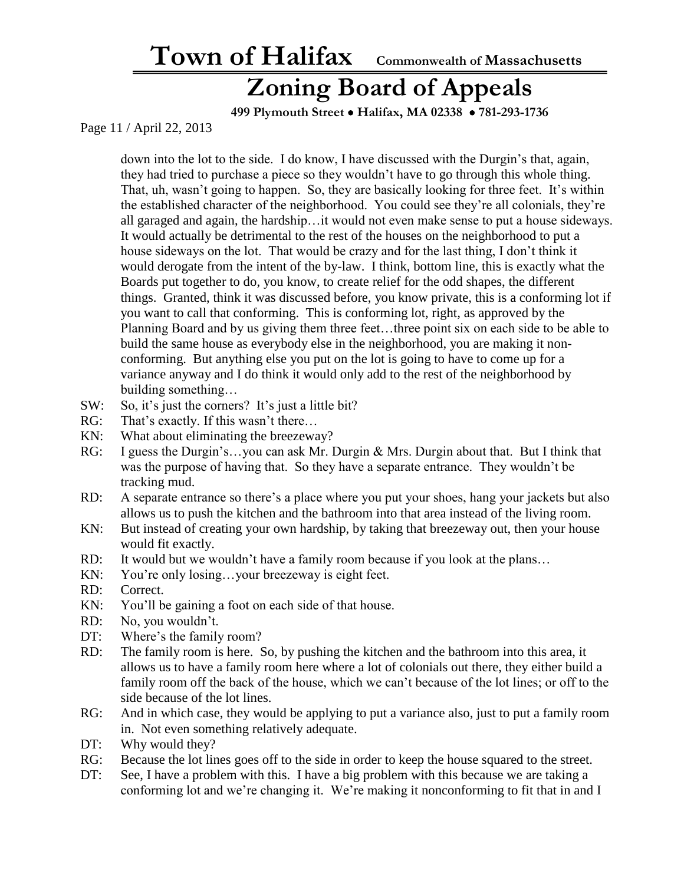down into the lot to the side. I do know, I have discussed with the Durgin's that, again, they had tried to purchase a piece so they wouldn't have to go through this whole thing. That, uh, wasn't going to happen. So, they are basically looking for three feet. It's within the established character of the neighborhood. You could see they're all colonials, they're all garaged and again, the hardship…it would not even make sense to put a house sideways. It would actually be detrimental to the rest of the houses on the neighborhood to put a house sideways on the lot. That would be crazy and for the last thing, I don't think it would derogate from the intent of the by-law. I think, bottom line, this is exactly what the Boards put together to do, you know, to create relief for the odd shapes, the different things. Granted, think it was discussed before, you know private, this is a conforming lot if you want to call that conforming. This is conforming lot, right, as approved by the Planning Board and by us giving them three feet…three point six on each side to be able to build the same house as everybody else in the neighborhood, you are making it non-conforming. But anything else you put on the lot is going to have to come up for a variance anyway and I do think it would only add to the rest of the neighborhood by building something…

SW: So, it's just the corners? It's just a little bit?

RG: That's exactly. If this wasn't there…

KN: What about eliminating the breezeway?

RG: I guess the Durgin's…you can ask Mr. Durgin & Mrs. Durgin about that. But I think that was the purpose of having that. So they have a separate entrance. They wouldn't be tracking mud.

RD: A separate entrance so there's a place where you put your shoes, hang your jackets but also allows us to push the kitchen and the bathroom into that area instead of the living room.

KN: But instead of creating your own hardship, by taking that breezeway out, then your house would fit exactly.

RD: It would but we wouldn't have a family room because if you look at the plans…

KN: You're only losing…your breezeway is eight feet.

RD: Correct.

KN: You'll be gaining a foot on each side of that house.

RD: No, you wouldn't.

DT: Where's the family room?

RD: The family room is here. So, by pushing the kitchen and the bathroom into this area, it allows us to have a family room here where a lot of colonials out there, they either build a family room off the back of the house, which we can't because of the lot lines; or off to the side because of the lot lines.

RG: And in which case, they would be applying to put a variance also, just to put a family room in. Not even something relatively adequate.

DT: Why would they?

RG: Because the lot lines goes off to the side in order to keep the house squared to the street.

DT: See, I have a problem with this. I have a big problem with this because we are taking a conforming lot and we're changing it. We're making it nonconforming to fit that in and I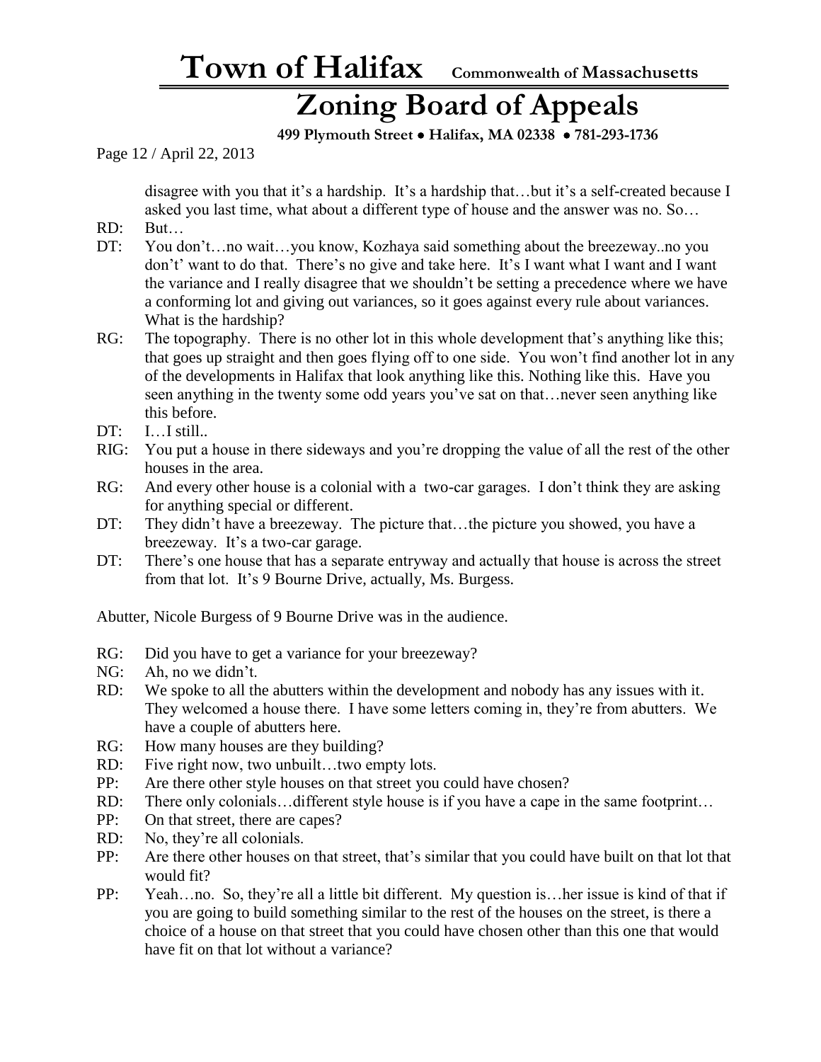disagree with you that it's a hardship. It's a hardship that…but it's a self-created because I asked you last time, what about a different type of house and the answer was no. So…

RD: But…

DT: You don't…no wait…you know, Kozhaya said something about the breezeway..no you don't' want to do that. There's no give and take here. It's I want what I want and I want the variance and I really disagree that we shouldn't be setting a precedence where we have a conforming lot and giving out variances, so it goes against every rule about variances. What is the hardship?

RG: The topography. There is no other lot in this whole development that's anything like this; that goes up straight and then goes flying off to one side. You won't find another lot in any of the developments in Halifax that look anything like this. Nothing like this. Have you seen anything in the twenty some odd years you've sat on that…never seen anything like this before.

DT: I…I still..

RIG: You put a house in there sideways and you're dropping the value of all the rest of the other houses in the area.

RG: And every other house is a colonial with a two-car garages. I don't think they are asking for anything special or different.

DT: They didn't have a breezeway. The picture that…the picture you showed, you have a breezeway. It's a two-car garage.

DT: There's one house that has a separate entryway and actually that house is across the street from that lot. It's 9 Bourne Drive, actually, Ms. Burgess.

Abutter, Nicole Burgess of 9 Bourne Drive was in the audience.

RG: Did you have to get a variance for your breezeway?

NG: Ah, no we didn't.

RD: We spoke to all the abutters within the development and nobody has any issues with it. They welcomed a house there. I have some letters coming in, they're from abutters. We have a couple of abutters here.

RG: How many houses are they building?

RD: Five right now, two unbuilt…two empty lots.

PP: Are there other style houses on that street you could have chosen?

RD: There only colonials…different style house is if you have a cape in the same footprint…

PP: On that street, there are capes?

RD: No, they're all colonials.

PP: Are there other houses on that street, that's similar that you could have built on that lot that would fit?

PP: Yeah…no. So, they're all a little bit different. My question is…her issue is kind of that if you are going to build something similar to the rest of the houses on the street, is there a choice of a house on that street that you could have chosen other than this one that would have fit on that lot without a variance?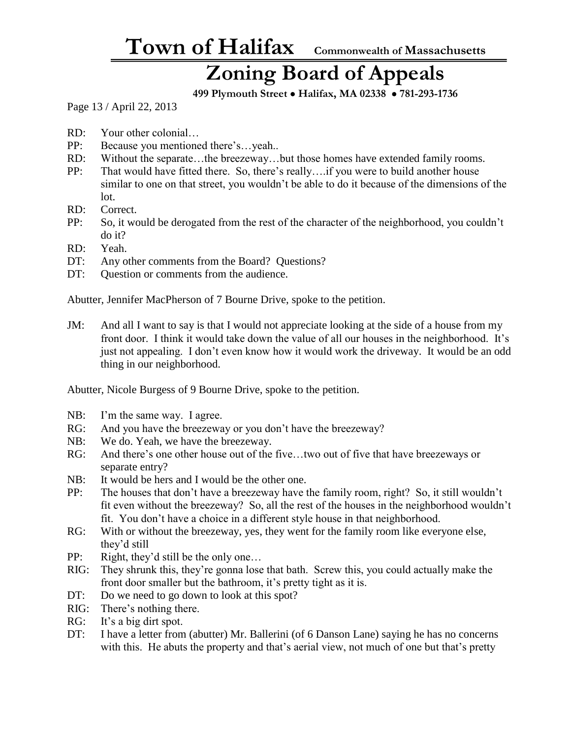RD: Your other colonial…

PP: Because you mentioned there's…yeah..

RD: Without the separate…the breezeway…but those homes have extended family rooms.

PP: That would have fitted there. So, there's really….if you were to build another house similar to one on that street, you wouldn't be able to do it because of the dimensions of the lot.

RD: Correct.

PP: So, it would be derogated from the rest of the character of the neighborhood, you couldn't do it?

RD: Yeah.

DT: Any other comments from the Board? Questions?

DT: Question or comments from the audience.

Abutter, Jennifer MacPherson of 7 Bourne Drive, spoke to the petition.

JM: And all I want to say is that I would not appreciate looking at the side of a house from my front door. I think it would take down the value of all our houses in the neighborhood. It's just not appealing. I don't even know how it would work the driveway. It would be an odd thing in our neighborhood.

Abutter, Nicole Burgess of 9 Bourne Drive, spoke to the petition.

NB: I'm the same way. I agree.

RG: And you have the breezeway or you don't have the breezeway?

NB: We do. Yeah, we have the breezeway.

RG: And there's one other house out of the five…two out of five that have breezeways or separate entry?

NB: It would be hers and I would be the other one.

PP: The houses that don't have a breezeway have the family room, right? So, it still wouldn't fit even without the breezeway? So, all the rest of the houses in the neighborhood wouldn't fit. You don't have a choice in a different style house in that neighborhood.

RG: With or without the breezeway, yes, they went for the family room like everyone else, they'd still

PP: Right, they'd still be the only one…

RIG: They shrunk this, they're gonna lose that bath. Screw this, you could actually make the front door smaller but the bathroom, it's pretty tight as it is.

DT: Do we need to go down to look at this spot?

RIG: There's nothing there.

RG: It's a big dirt spot.

DT: I have a letter from (abutter) Mr. Ballerini (of 6 Danson Lane) saying he has no concerns with this. He abuts the property and that's aerial view, not much of one but that's pretty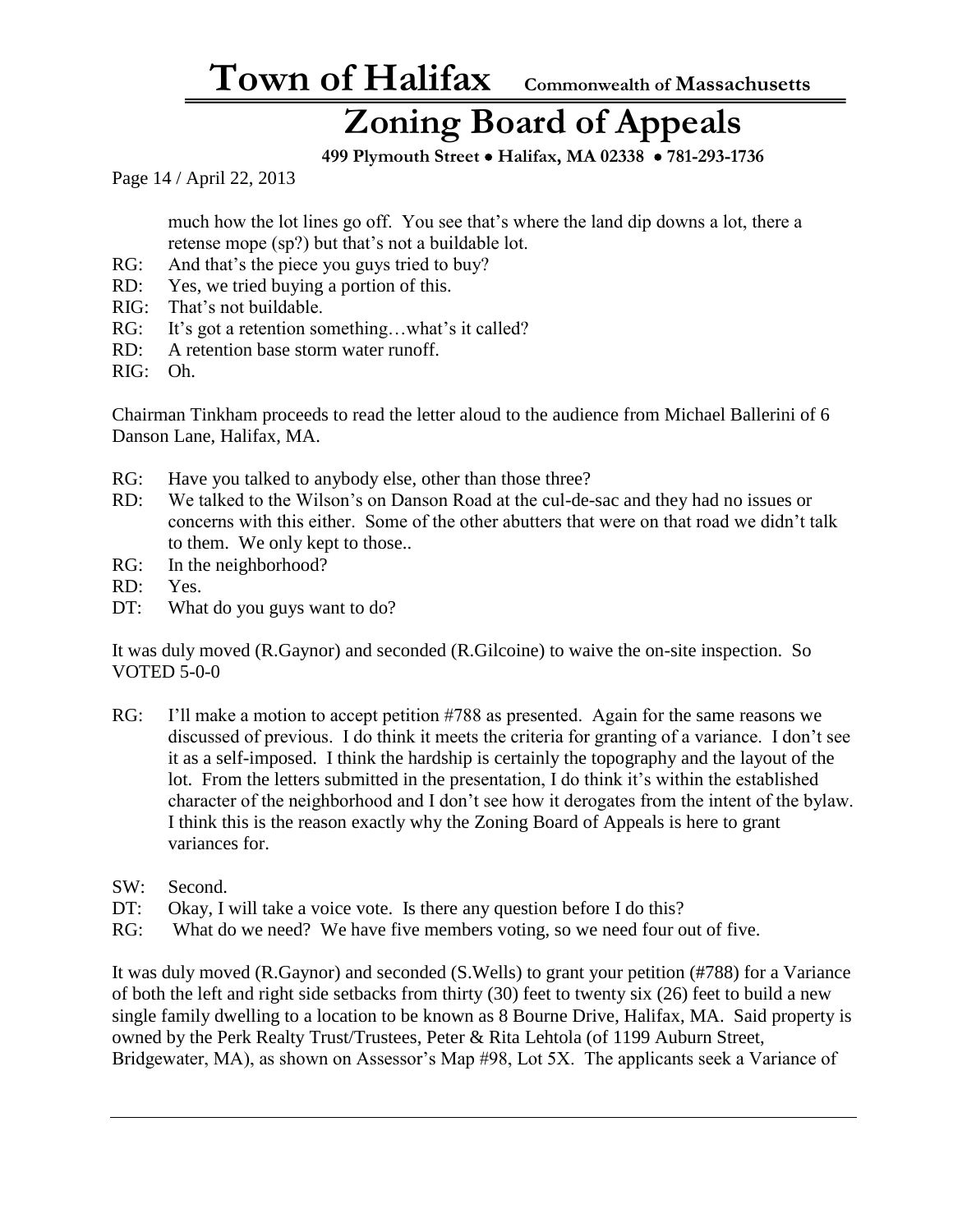much how the lot lines go off. You see that's where the land dip downs a lot, there a retense mope (sp?) but that's not a buildable lot.

RG: And that's the piece you guys tried to buy?
RD: Yes, we tried buying a portion of this.
RIG: That's not buildable.
RG: It's got a retention something…what's it called?
RD: A retention base storm water runoff.
RIG: Oh.

Chairman Tinkham proceeds to read the letter aloud to the audience from Michael Ballerini of 6 Danson Lane, Halifax, MA.

RG: Have you talked to anybody else, other than those three?
RD: We talked to the Wilson's on Danson Road at the cul-de-sac and they had no issues or concerns with this either. Some of the other abutters that were on that road we didn't talk to them. We only kept to those..
RG: In the neighborhood?
RD: Yes.
DT: What do you guys want to do?

It was duly moved (R.Gaynor) and seconded (R.Gilcoine) to waive the on-site inspection. So VOTED 5-0-0

RG: I'll make a motion to accept petition #788 as presented. Again for the same reasons we discussed of previous. I do think it meets the criteria for granting of a variance. I don't see it as a self-imposed. I think the hardship is certainly the topography and the layout of the lot. From the letters submitted in the presentation, I do think it's within the established character of the neighborhood and I don't see how it derogates from the intent of the bylaw. I think this is the reason exactly why the Zoning Board of Appeals is here to grant variances for.

SW: Second.
DT: Okay, I will take a voice vote. Is there any question before I do this?
RG: What do we need? We have five members voting, so we need four out of five.

It was duly moved (R.Gaynor) and seconded (S.Wells) to grant your petition (#788) for a Variance of both the left and right side setbacks from thirty (30) feet to twenty six (26) feet to build a new single family dwelling to a location to be known as 8 Bourne Drive, Halifax, MA. Said property is owned by the Perk Realty Trust/Trustees, Peter & Rita Lehtola (of 1199 Auburn Street, Bridgewater, MA), as shown on Assessor's Map #98, Lot 5X. The applicants seek a Variance of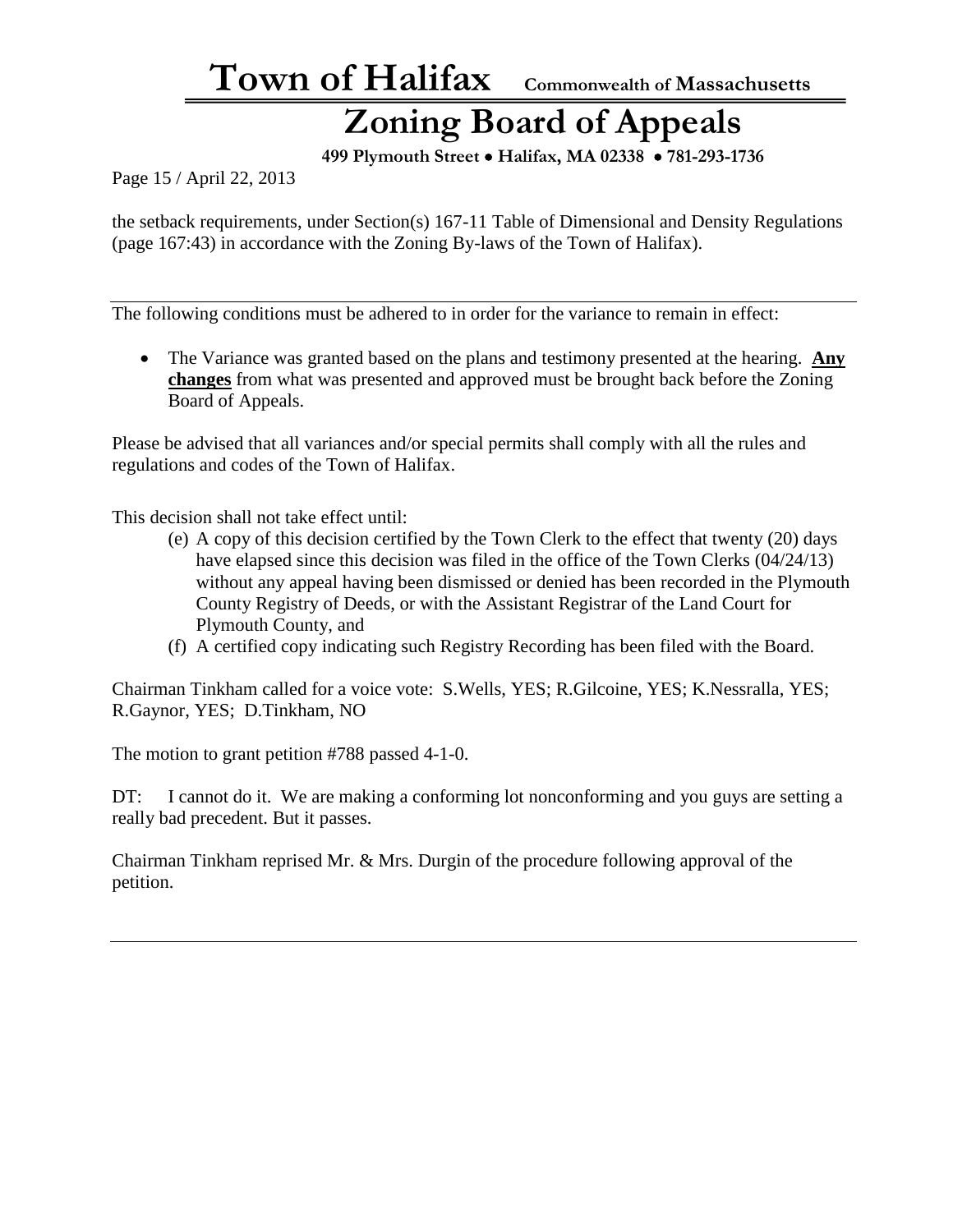the setback requirements, under Section(s) 167-11 Table of Dimensional and Density Regulations (page 167:43) in accordance with the Zoning By-laws of the Town of Halifax).

---

The following conditions must be adhered to in order for the variance to remain in effect:

- The Variance was granted based on the plans and testimony presented at the hearing. **Any changes** from what was presented and approved must be brought back before the Zoning Board of Appeals.

Please be advised that all variances and/or special permits shall comply with all the rules and regulations and codes of the Town of Halifax.

This decision shall not take effect until:

(e) A copy of this decision certified by the Town Clerk to the effect that twenty (20) days have elapsed since this decision was filed in the office of the Town Clerks (04/24/13) without any appeal having been dismissed or denied has been recorded in the Plymouth County Registry of Deeds, or with the Assistant Registrar of the Land Court for Plymouth County, and

(f) A certified copy indicating such Registry Recording has been filed with the Board.

Chairman Tinkham called for a voice vote: S.Wells, YES; R.Gilcoine, YES; K.Nessralla, YES; R.Gaynor, YES; D.Tinkham, NO

The motion to grant petition #788 passed 4-1-0.

DT: I cannot do it. We are making a conforming lot nonconforming and you guys are setting a really bad precedent. But it passes.

Chairman Tinkham reprised Mr. & Mrs. Durgin of the procedure following approval of the petition.

---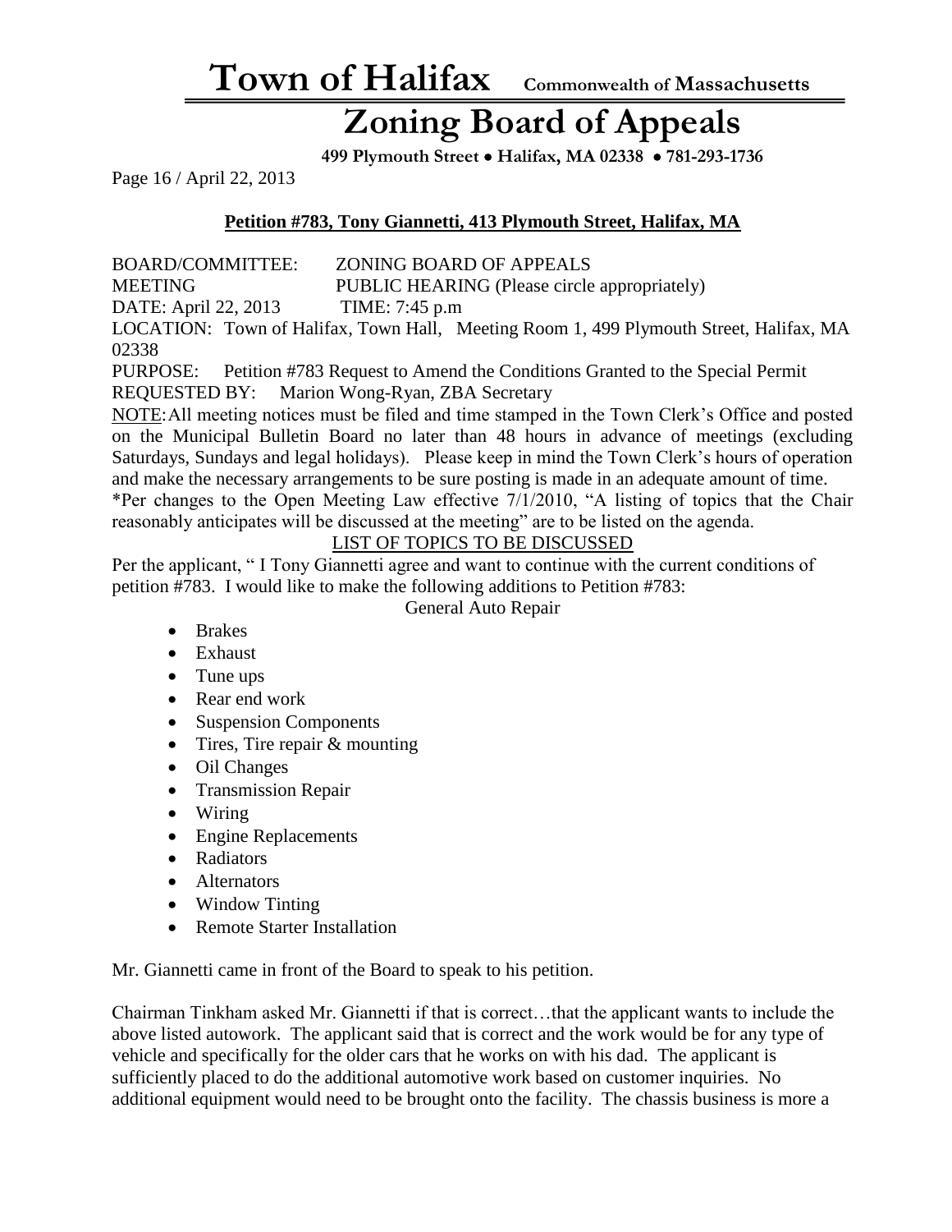**Petition #783, Tony Giannetti, 413 Plymouth Street, Halifax, MA**

BOARD/COMMITTEE: ZONING BOARD OF APPEALS
MEETING PUBLIC HEARING (Please circle appropriately)
DATE: April 22, 2013 TIME: 7:45 p.m
LOCATION: Town of Halifax, Town Hall, Meeting Room 1, 499 Plymouth Street, Halifax, MA 02338
PURPOSE: Petition #783 Request to Amend the Conditions Granted to the Special Permit
REQUESTED BY: Marion Wong-Ryan, ZBA Secretary

NOTE: All meeting notices must be filed and time stamped in the Town Clerk's Office and posted on the Municipal Bulletin Board no later than 48 hours in advance of meetings (excluding Saturdays, Sundays and legal holidays). Please keep in mind the Town Clerk's hours of operation and make the necessary arrangements to be sure posting is made in an adequate amount of time.
*Per changes to the Open Meeting Law effective 7/1/2010, "A listing of topics that the Chair reasonably anticipates will be discussed at the meeting" are to be listed on the agenda.

LIST OF TOPICS TO BE DISCUSSED

Per the applicant, " I Tony Giannetti agree and want to continue with the current conditions of petition #783. I would like to make the following additions to Petition #783:

General Auto Repair

- Brakes
- Exhaust
- Tune ups
- Rear end work
- Suspension Components
- Tires, Tire repair & mounting
- Oil Changes
- Transmission Repair
- Wiring
- Engine Replacements
- Radiators
- Alternators
- Window Tinting
- Remote Starter Installation

Mr. Giannetti came in front of the Board to speak to his petition.

Chairman Tinkham asked Mr. Giannetti if that is correct…that the applicant wants to include the above listed autowork. The applicant said that is correct and the work would be for any type of vehicle and specifically for the older cars that he works on with his dad. The applicant is sufficiently placed to do the additional automotive work based on customer inquiries. No additional equipment would need to be brought onto the facility. The chassis business is more a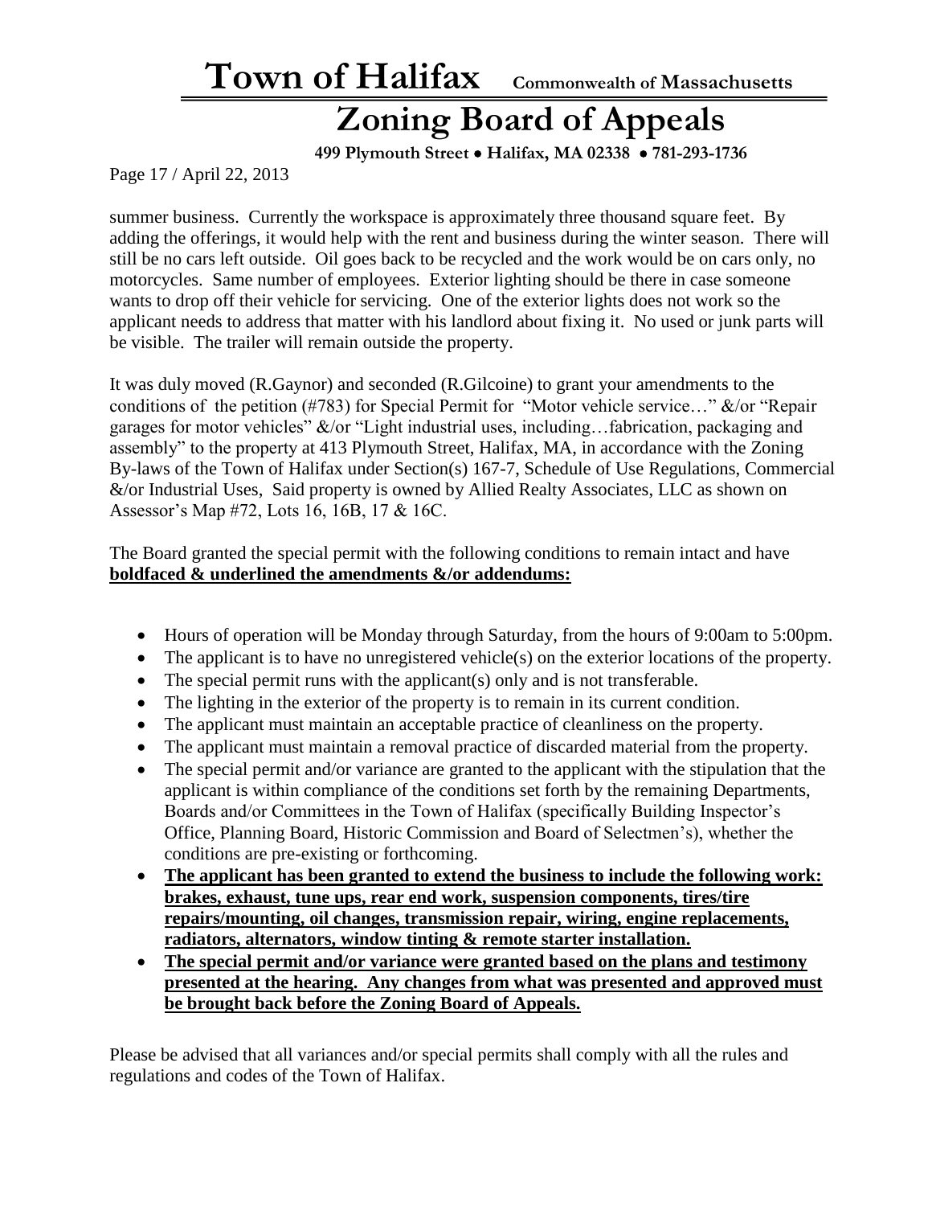summer business. Currently the workspace is approximately three thousand square feet. By adding the offerings, it would help with the rent and business during the winter season. There will still be no cars left outside. Oil goes back to be recycled and the work would be on cars only, no motorcycles. Same number of employees. Exterior lighting should be there in case someone wants to drop off their vehicle for servicing. One of the exterior lights does not work so the applicant needs to address that matter with his landlord about fixing it. No used or junk parts will be visible. The trailer will remain outside the property.

It was duly moved (R.Gaynor) and seconded (R.Gilcoine) to grant your amendments to the conditions of the petition (#783) for Special Permit for "Motor vehicle service…" &/or "Repair garages for motor vehicles" &/or "Light industrial uses, including…fabrication, packaging and assembly" to the property at 413 Plymouth Street, Halifax, MA, in accordance with the Zoning By-laws of the Town of Halifax under Section(s) 167-7, Schedule of Use Regulations, Commercial &/or Industrial Uses, Said property is owned by Allied Realty Associates, LLC as shown on Assessor's Map #72, Lots 16, 16B, 17 & 16C.

The Board granted the special permit with the following conditions to remain intact and have <u>**boldfaced & underlined the amendments &/or addendums:**</u>

- Hours of operation will be Monday through Saturday, from the hours of 9:00am to 5:00pm.
- The applicant is to have no unregistered vehicle(s) on the exterior locations of the property.
- The special permit runs with the applicant(s) only and is not transferable.
- The lighting in the exterior of the property is to remain in its current condition.
- The applicant must maintain an acceptable practice of cleanliness on the property.
- The applicant must maintain a removal practice of discarded material from the property.
- The special permit and/or variance are granted to the applicant with the stipulation that the applicant is within compliance of the conditions set forth by the remaining Departments, Boards and/or Committees in the Town of Halifax (specifically Building Inspector's Office, Planning Board, Historic Commission and Board of Selectmen's), whether the conditions are pre-existing or forthcoming.
- <u>**The applicant has been granted to extend the business to include the following work: brakes, exhaust, tune ups, rear end work, suspension components, tires/tire repairs/mounting, oil changes, transmission repair, wiring, engine replacements, radiators, alternators, window tinting & remote starter installation.**</u>
- <u>**The special permit and/or variance were granted based on the plans and testimony presented at the hearing. Any changes from what was presented and approved must be brought back before the Zoning Board of Appeals.**</u>

Please be advised that all variances and/or special permits shall comply with all the rules and regulations and codes of the Town of Halifax.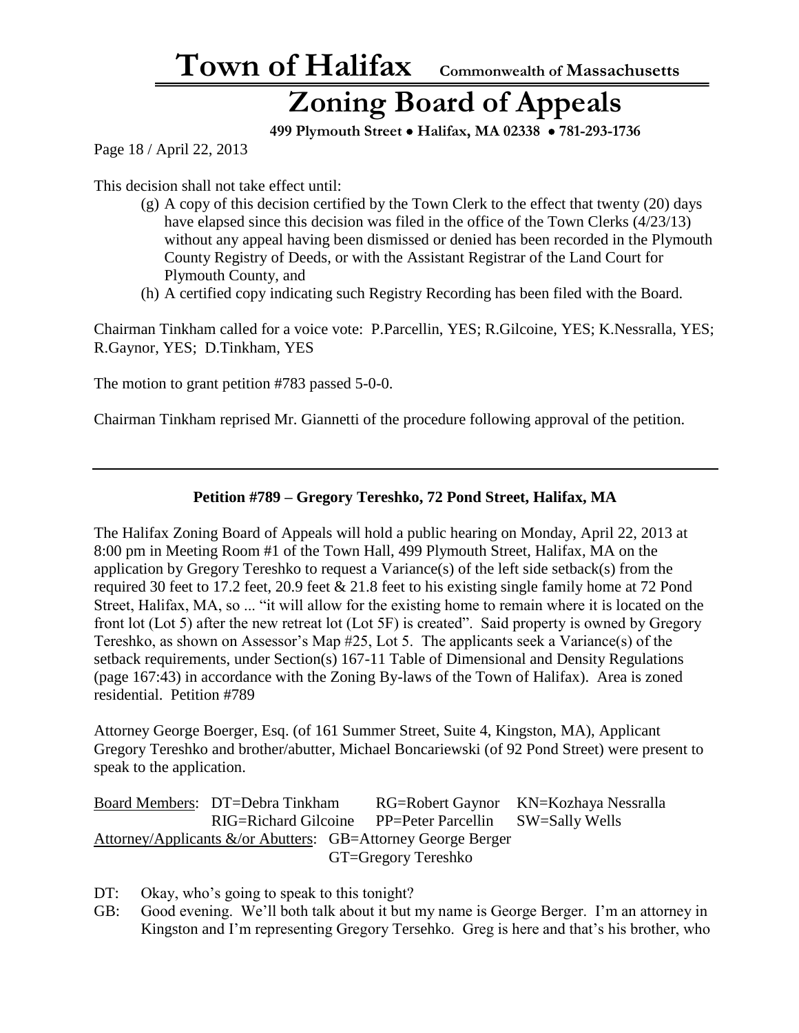This decision shall not take effect until:

(g) A copy of this decision certified by the Town Clerk to the effect that twenty (20) days have elapsed since this decision was filed in the office of the Town Clerks (4/23/13) without any appeal having been dismissed or denied has been recorded in the Plymouth County Registry of Deeds, or with the Assistant Registrar of the Land Court for Plymouth County, and

(h) A certified copy indicating such Registry Recording has been filed with the Board.

Chairman Tinkham called for a voice vote: P.Parcellin, YES; R.Gilcoine, YES; K.Nessralla, YES; R.Gaynor, YES; D.Tinkham, YES

The motion to grant petition #783 passed 5-0-0.

Chairman Tinkham reprised Mr. Giannetti of the procedure following approval of the petition.

---

**Petition #789 – Gregory Tereshko, 72 Pond Street, Halifax, MA**

The Halifax Zoning Board of Appeals will hold a public hearing on Monday, April 22, 2013 at 8:00 pm in Meeting Room #1 of the Town Hall, 499 Plymouth Street, Halifax, MA on the application by Gregory Tereshko to request a Variance(s) of the left side setback(s) from the required 30 feet to 17.2 feet, 20.9 feet & 21.8 feet to his existing single family home at 72 Pond Street, Halifax, MA, so ... "it will allow for the existing home to remain where it is located on the front lot (Lot 5) after the new retreat lot (Lot 5F) is created". Said property is owned by Gregory Tereshko, as shown on Assessor's Map #25, Lot 5. The applicants seek a Variance(s) of the setback requirements, under Section(s) 167-11 Table of Dimensional and Density Regulations (page 167:43) in accordance with the Zoning By-laws of the Town of Halifax). Area is zoned residential. Petition #789

Attorney George Boerger, Esq. (of 161 Summer Street, Suite 4, Kingston, MA), Applicant Gregory Tereshko and brother/abutter, Michael Boncariewski (of 92 Pond Street) were present to speak to the application.

Board Members: DT=Debra Tinkham RG=Robert Gaynor KN=Kozhaya Nessralla RIG=Richard Gilcoine PP=Peter Parcellin SW=Sally Wells

Attorney/Applicants &/or Abutters: GB=Attorney George Berger GT=Gregory Tereshko

DT: Okay, who's going to speak to this tonight?

GB: Good evening. We'll both talk about it but my name is George Berger. I'm an attorney in Kingston and I'm representing Gregory Tersehko. Greg is here and that's his brother, who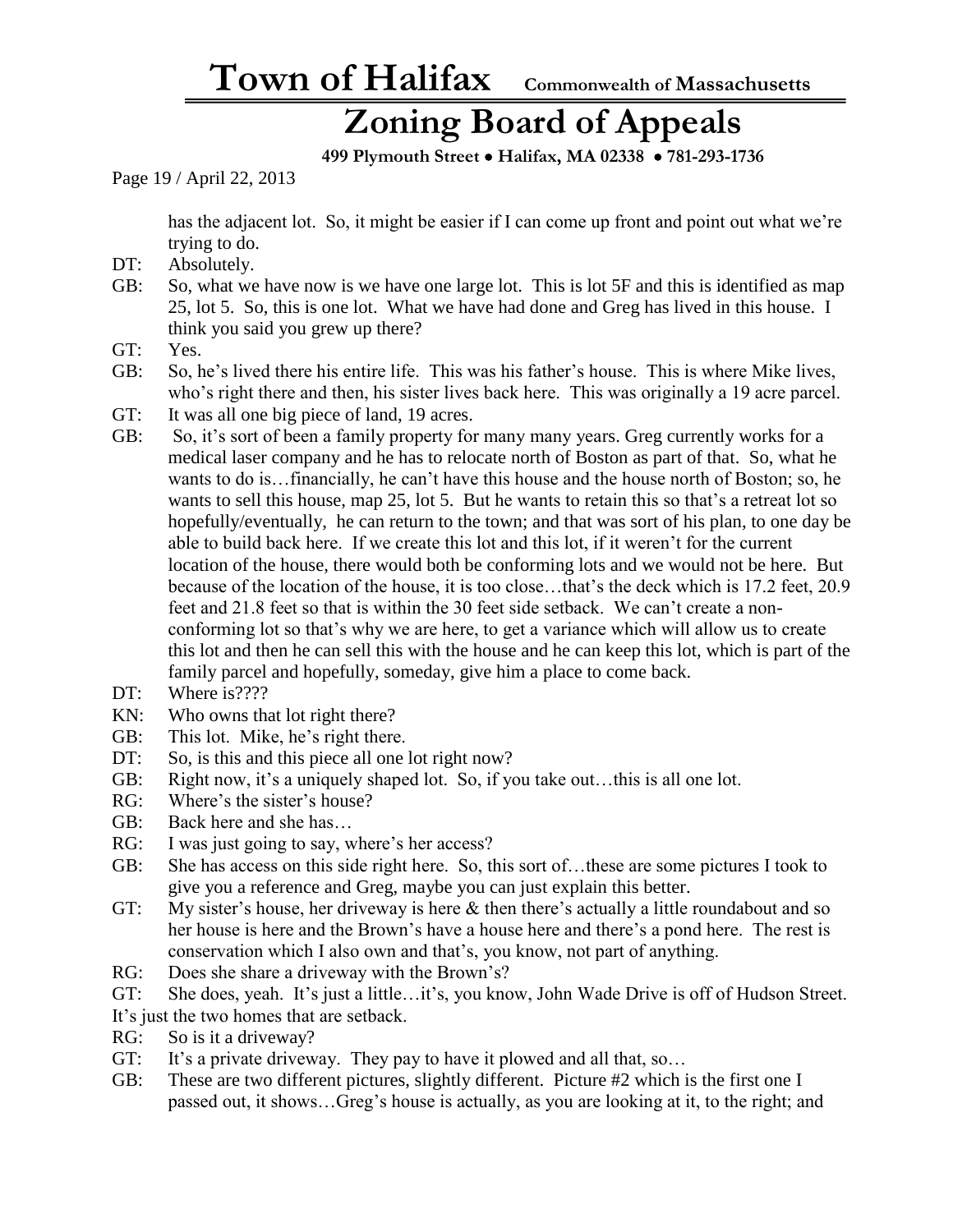has the adjacent lot. So, it might be easier if I can come up front and point out what we're trying to do.

DT: Absolutely.

GB: So, what we have now is we have one large lot. This is lot 5F and this is identified as map 25, lot 5. So, this is one lot. What we have had done and Greg has lived in this house. I think you said you grew up there?

GT: Yes.

GB: So, he's lived there his entire life. This was his father's house. This is where Mike lives, who's right there and then, his sister lives back here. This was originally a 19 acre parcel.

GT: It was all one big piece of land, 19 acres.

GB: So, it's sort of been a family property for many many years. Greg currently works for a medical laser company and he has to relocate north of Boston as part of that. So, what he wants to do is…financially, he can't have this house and the house north of Boston; so, he wants to sell this house, map 25, lot 5. But he wants to retain this so that's a retreat lot so hopefully/eventually, he can return to the town; and that was sort of his plan, to one day be able to build back here. If we create this lot and this lot, if it weren't for the current location of the house, there would both be conforming lots and we would not be here. But because of the location of the house, it is too close…that's the deck which is 17.2 feet, 20.9 feet and 21.8 feet so that is within the 30 feet side setback. We can't create a non-conforming lot so that's why we are here, to get a variance which will allow us to create this lot and then he can sell this with the house and he can keep this lot, which is part of the family parcel and hopefully, someday, give him a place to come back.

DT: Where is????

KN: Who owns that lot right there?

GB: This lot. Mike, he's right there.

DT: So, is this and this piece all one lot right now?

GB: Right now, it's a uniquely shaped lot. So, if you take out…this is all one lot.

RG: Where's the sister's house?

GB: Back here and she has…

RG: I was just going to say, where's her access?

GB: She has access on this side right here. So, this sort of…these are some pictures I took to give you a reference and Greg, maybe you can just explain this better.

GT: My sister's house, her driveway is here & then there's actually a little roundabout and so her house is here and the Brown's have a house here and there's a pond here. The rest is conservation which I also own and that's, you know, not part of anything.

RG: Does she share a driveway with the Brown's?

GT: She does, yeah. It's just a little…it's, you know, John Wade Drive is off of Hudson Street. It's just the two homes that are setback.

RG: So is it a driveway?

GT: It's a private driveway. They pay to have it plowed and all that, so…

GB: These are two different pictures, slightly different. Picture #2 which is the first one I passed out, it shows…Greg's house is actually, as you are looking at it, to the right; and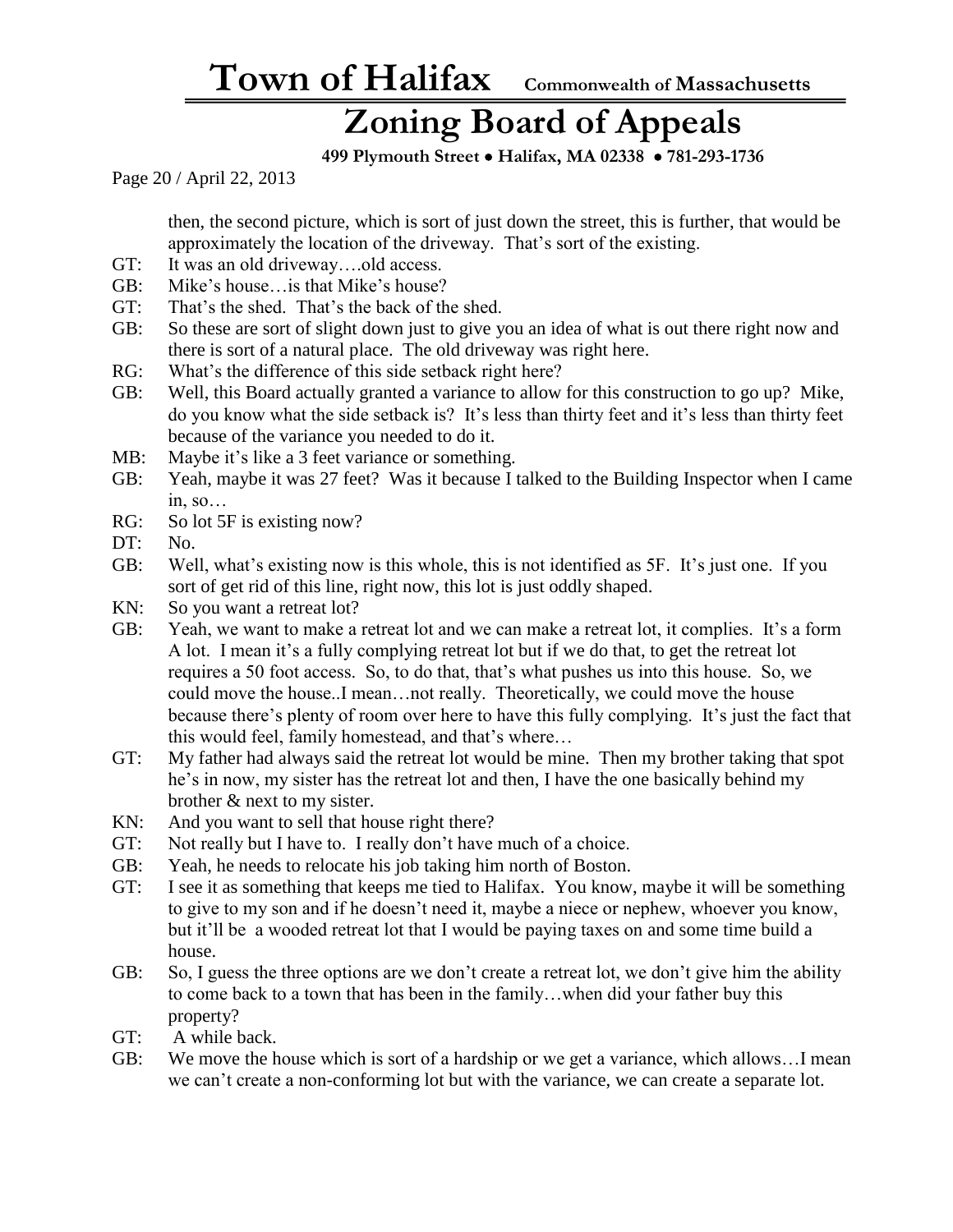then, the second picture, which is sort of just down the street, this is further, that would be approximately the location of the driveway. That's sort of the existing.

GT: It was an old driveway….old access.

GB: Mike's house…is that Mike's house?

GT: That's the shed. That's the back of the shed.

GB: So these are sort of slight down just to give you an idea of what is out there right now and there is sort of a natural place. The old driveway was right here.

RG: What's the difference of this side setback right here?

GB: Well, this Board actually granted a variance to allow for this construction to go up? Mike, do you know what the side setback is? It's less than thirty feet and it's less than thirty feet because of the variance you needed to do it.

MB: Maybe it's like a 3 feet variance or something.

GB: Yeah, maybe it was 27 feet? Was it because I talked to the Building Inspector when I came in, so…

RG: So lot 5F is existing now?

DT: No.

GB: Well, what's existing now is this whole, this is not identified as 5F. It's just one. If you sort of get rid of this line, right now, this lot is just oddly shaped.

KN: So you want a retreat lot?

GB: Yeah, we want to make a retreat lot and we can make a retreat lot, it complies. It's a form A lot. I mean it's a fully complying retreat lot but if we do that, to get the retreat lot requires a 50 foot access. So, to do that, that's what pushes us into this house. So, we could move the house..I mean…not really. Theoretically, we could move the house because there's plenty of room over here to have this fully complying. It's just the fact that this would feel, family homestead, and that's where…

GT: My father had always said the retreat lot would be mine. Then my brother taking that spot he's in now, my sister has the retreat lot and then, I have the one basically behind my brother & next to my sister.

KN: And you want to sell that house right there?

GT: Not really but I have to. I really don't have much of a choice.

GB: Yeah, he needs to relocate his job taking him north of Boston.

GT: I see it as something that keeps me tied to Halifax. You know, maybe it will be something to give to my son and if he doesn't need it, maybe a niece or nephew, whoever you know, but it'll be a wooded retreat lot that I would be paying taxes on and some time build a house.

GB: So, I guess the three options are we don't create a retreat lot, we don't give him the ability to come back to a town that has been in the family…when did your father buy this property?

GT: A while back.

GB: We move the house which is sort of a hardship or we get a variance, which allows…I mean we can't create a non-conforming lot but with the variance, we can create a separate lot.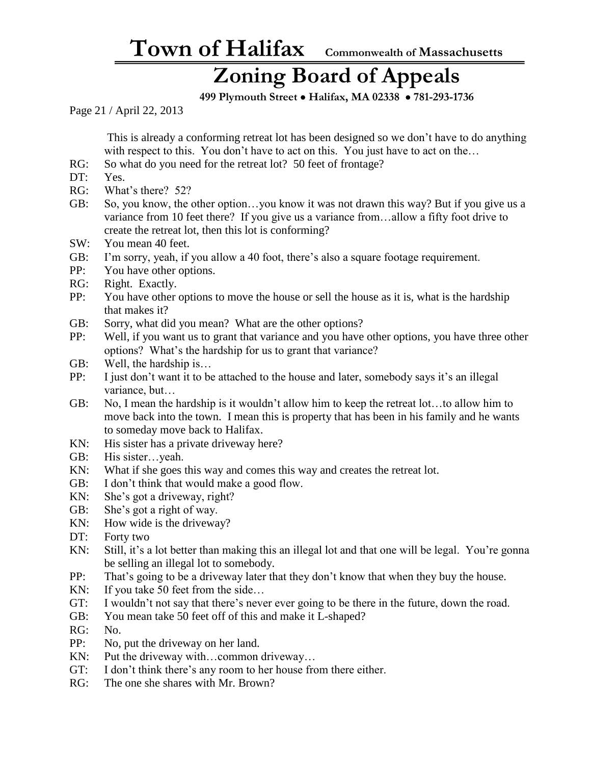This is already a conforming retreat lot has been designed so we don't have to do anything with respect to this. You don't have to act on this. You just have to act on the…

RG: So what do you need for the retreat lot? 50 feet of frontage?

DT: Yes.

RG: What's there? 52?

GB: So, you know, the other option…you know it was not drawn this way? But if you give us a variance from 10 feet there? If you give us a variance from…allow a fifty foot drive to create the retreat lot, then this lot is conforming?

SW: You mean 40 feet.

GB: I'm sorry, yeah, if you allow a 40 foot, there's also a square footage requirement.

PP: You have other options.

RG: Right. Exactly.

PP: You have other options to move the house or sell the house as it is, what is the hardship that makes it?

GB: Sorry, what did you mean? What are the other options?

PP: Well, if you want us to grant that variance and you have other options, you have three other options? What's the hardship for us to grant that variance?

GB: Well, the hardship is…

PP: I just don't want it to be attached to the house and later, somebody says it's an illegal variance, but…

GB: No, I mean the hardship is it wouldn't allow him to keep the retreat lot…to allow him to move back into the town. I mean this is property that has been in his family and he wants to someday move back to Halifax.

KN: His sister has a private driveway here?

GB: His sister…yeah.

KN: What if she goes this way and comes this way and creates the retreat lot.

GB: I don't think that would make a good flow.

KN: She's got a driveway, right?

GB: She's got a right of way.

KN: How wide is the driveway?

DT: Forty two

KN: Still, it's a lot better than making this an illegal lot and that one will be legal. You're gonna be selling an illegal lot to somebody.

PP: That's going to be a driveway later that they don't know that when they buy the house.

KN: If you take 50 feet from the side…

GT: I wouldn't not say that there's never ever going to be there in the future, down the road.

GB: You mean take 50 feet off of this and make it L-shaped?

RG: No.

PP: No, put the driveway on her land.

KN: Put the driveway with…common driveway…

GT: I don't think there's any room to her house from there either.

RG: The one she shares with Mr. Brown?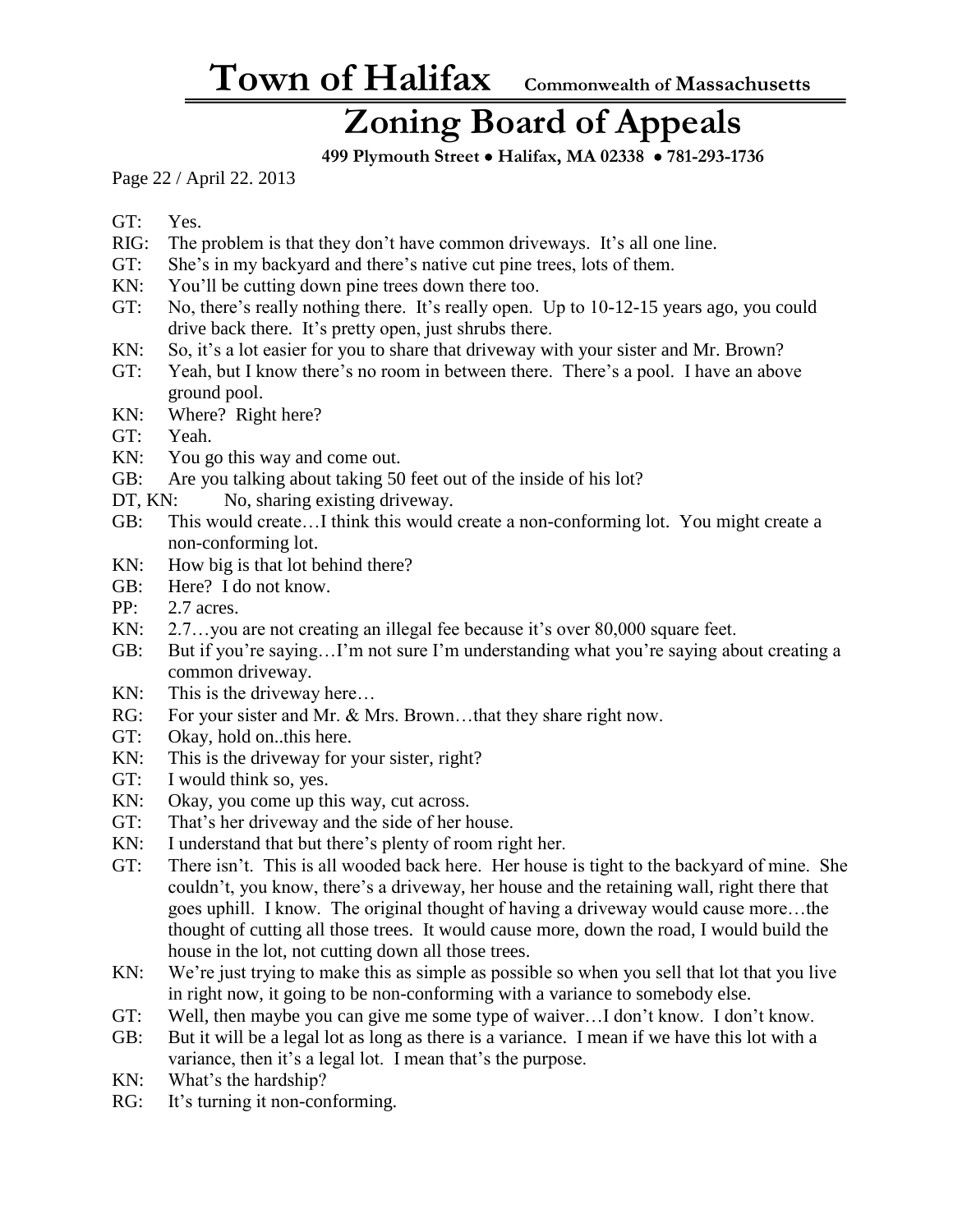GT: Yes.

RIG: The problem is that they don't have common driveways. It's all one line.

GT: She's in my backyard and there's native cut pine trees, lots of them.

KN: You'll be cutting down pine trees down there too.

GT: No, there's really nothing there. It's really open. Up to 10-12-15 years ago, you could drive back there. It's pretty open, just shrubs there.

KN: So, it's a lot easier for you to share that driveway with your sister and Mr. Brown?

GT: Yeah, but I know there's no room in between there. There's a pool. I have an above ground pool.

KN: Where? Right here?

GT: Yeah.

KN: You go this way and come out.

GB: Are you talking about taking 50 feet out of the inside of his lot?

DT, KN: No, sharing existing driveway.

GB: This would create…I think this would create a non-conforming lot. You might create a non-conforming lot.

KN: How big is that lot behind there?

GB: Here? I do not know.

PP: 2.7 acres.

KN: 2.7…you are not creating an illegal fee because it's over 80,000 square feet.

GB: But if you're saying…I'm not sure I'm understanding what you're saying about creating a common driveway.

KN: This is the driveway here…

RG: For your sister and Mr. & Mrs. Brown…that they share right now.

GT: Okay, hold on..this here.

KN: This is the driveway for your sister, right?

GT: I would think so, yes.

KN: Okay, you come up this way, cut across.

GT: That's her driveway and the side of her house.

KN: I understand that but there's plenty of room right her.

GT: There isn't. This is all wooded back here. Her house is tight to the backyard of mine. She couldn't, you know, there's a driveway, her house and the retaining wall, right there that goes uphill. I know. The original thought of having a driveway would cause more…the thought of cutting all those trees. It would cause more, down the road, I would build the house in the lot, not cutting down all those trees.

KN: We're just trying to make this as simple as possible so when you sell that lot that you live in right now, it going to be non-conforming with a variance to somebody else.

GT: Well, then maybe you can give me some type of waiver…I don't know. I don't know.

GB: But it will be a legal lot as long as there is a variance. I mean if we have this lot with a variance, then it's a legal lot. I mean that's the purpose.

KN: What's the hardship?

RG: It's turning it non-conforming.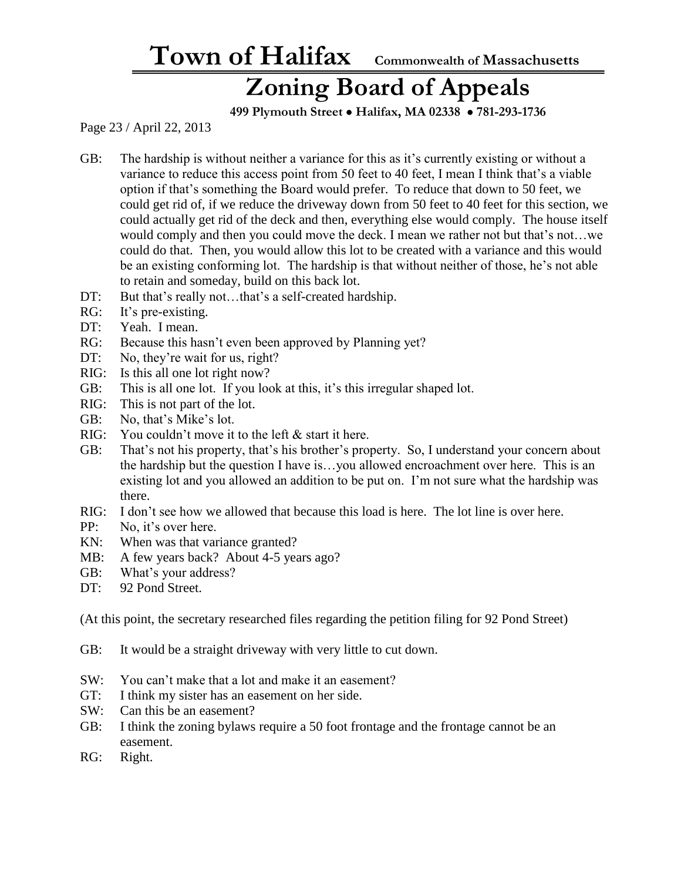GB: The hardship is without neither a variance for this as it's currently existing or without a variance to reduce this access point from 50 feet to 40 feet, I mean I think that's a viable option if that's something the Board would prefer. To reduce that down to 50 feet, we could get rid of, if we reduce the driveway down from 50 feet to 40 feet for this section, we could actually get rid of the deck and then, everything else would comply. The house itself would comply and then you could move the deck. I mean we rather not but that's not…we could do that. Then, you would allow this lot to be created with a variance and this would be an existing conforming lot. The hardship is that without neither of those, he's not able to retain and someday, build on this back lot.

DT: But that's really not…that's a self-created hardship.

RG: It's pre-existing.

DT: Yeah. I mean.

RG: Because this hasn't even been approved by Planning yet?

DT: No, they're wait for us, right?

RIG: Is this all one lot right now?

GB: This is all one lot. If you look at this, it's this irregular shaped lot.

RIG: This is not part of the lot.

GB: No, that's Mike's lot.

RIG: You couldn't move it to the left & start it here.

GB: That's not his property, that's his brother's property. So, I understand your concern about the hardship but the question I have is…you allowed encroachment over here. This is an existing lot and you allowed an addition to be put on. I'm not sure what the hardship was there.

RIG: I don't see how we allowed that because this load is here. The lot line is over here.

PP: No, it's over here.

KN: When was that variance granted?

MB: A few years back? About 4-5 years ago?

GB: What's your address?

DT: 92 Pond Street.

(At this point, the secretary researched files regarding the petition filing for 92 Pond Street)

GB: It would be a straight driveway with very little to cut down.

SW: You can't make that a lot and make it an easement?

GT: I think my sister has an easement on her side.

SW: Can this be an easement?

GB: I think the zoning bylaws require a 50 foot frontage and the frontage cannot be an easement.

RG: Right.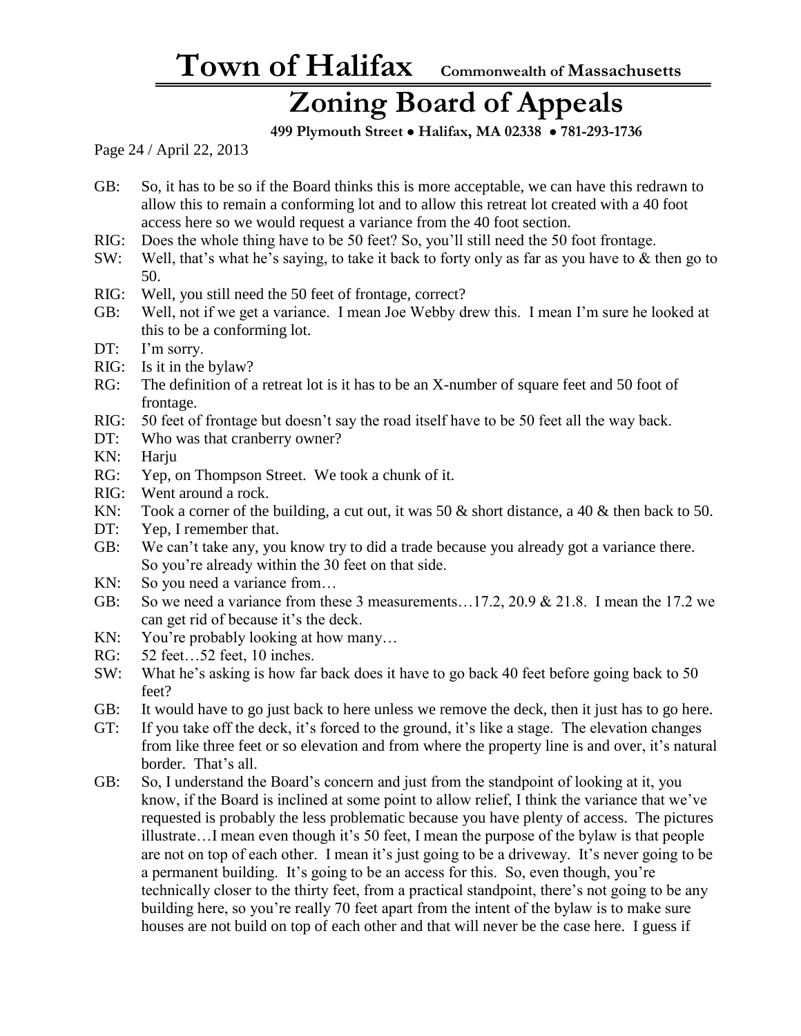GB: So, it has to be so if the Board thinks this is more acceptable, we can have this redrawn to allow this to remain a conforming lot and to allow this retreat lot created with a 40 foot access here so we would request a variance from the 40 foot section.

RIG: Does the whole thing have to be 50 feet? So, you'll still need the 50 foot frontage.

SW: Well, that's what he's saying, to take it back to forty only as far as you have to & then go to 50.

RIG: Well, you still need the 50 feet of frontage, correct?

GB: Well, not if we get a variance. I mean Joe Webby drew this. I mean I'm sure he looked at this to be a conforming lot.

DT: I'm sorry.

RIG: Is it in the bylaw?

RG: The definition of a retreat lot is it has to be an X-number of square feet and 50 foot of frontage.

RIG: 50 feet of frontage but doesn't say the road itself have to be 50 feet all the way back.

DT: Who was that cranberry owner?

KN: Harju

RG: Yep, on Thompson Street. We took a chunk of it.

RIG: Went around a rock.

KN: Took a corner of the building, a cut out, it was 50 & short distance, a 40 & then back to 50.

DT: Yep, I remember that.

GB: We can't take any, you know try to did a trade because you already got a variance there. So you're already within the 30 feet on that side.

KN: So you need a variance from…

GB: So we need a variance from these 3 measurements…17.2, 20.9 & 21.8. I mean the 17.2 we can get rid of because it's the deck.

KN: You're probably looking at how many…

RG: 52 feet…52 feet, 10 inches.

SW: What he's asking is how far back does it have to go back 40 feet before going back to 50 feet?

GB: It would have to go just back to here unless we remove the deck, then it just has to go here.

GT: If you take off the deck, it's forced to the ground, it's like a stage. The elevation changes from like three feet or so elevation and from where the property line is and over, it's natural border. That's all.

GB: So, I understand the Board's concern and just from the standpoint of looking at it, you know, if the Board is inclined at some point to allow relief, I think the variance that we've requested is probably the less problematic because you have plenty of access. The pictures illustrate…I mean even though it's 50 feet, I mean the purpose of the bylaw is that people are not on top of each other. I mean it's just going to be a driveway. It's never going to be a permanent building. It's going to be an access for this. So, even though, you're technically closer to the thirty feet, from a practical standpoint, there's not going to be any building here, so you're really 70 feet apart from the intent of the bylaw is to make sure houses are not build on top of each other and that will never be the case here. I guess if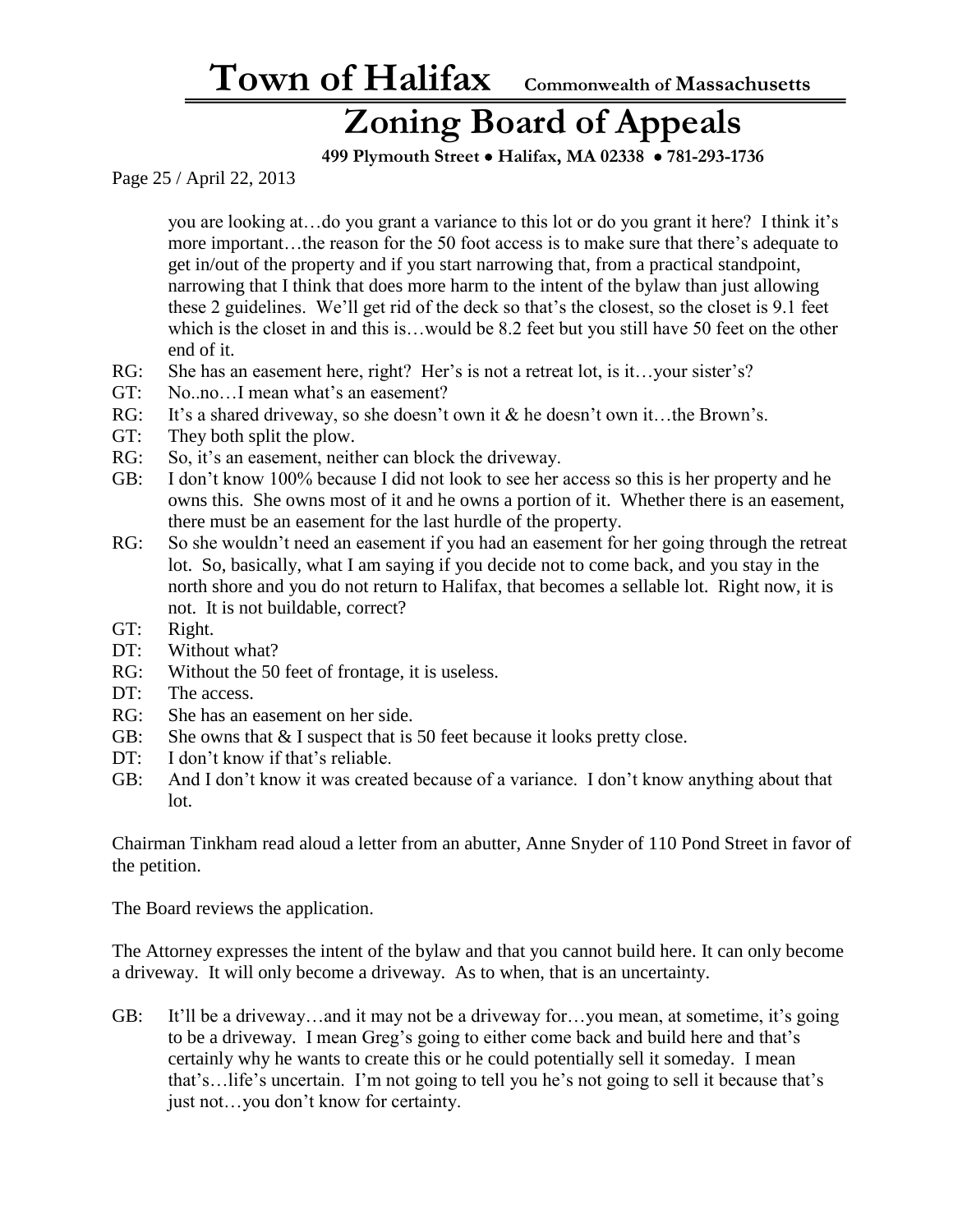you are looking at…do you grant a variance to this lot or do you grant it here? I think it's more important…the reason for the 50 foot access is to make sure that there's adequate to get in/out of the property and if you start narrowing that, from a practical standpoint, narrowing that I think that does more harm to the intent of the bylaw than just allowing these 2 guidelines. We'll get rid of the deck so that's the closest, so the closet is 9.1 feet which is the closet in and this is…would be 8.2 feet but you still have 50 feet on the other end of it.

RG: She has an easement here, right? Her's is not a retreat lot, is it…your sister's?

GT: No..no…I mean what's an easement?

RG: It's a shared driveway, so she doesn't own it & he doesn't own it…the Brown's.

GT: They both split the plow.

RG: So, it's an easement, neither can block the driveway.

GB: I don't know 100% because I did not look to see her access so this is her property and he owns this. She owns most of it and he owns a portion of it. Whether there is an easement, there must be an easement for the last hurdle of the property.

RG: So she wouldn't need an easement if you had an easement for her going through the retreat lot. So, basically, what I am saying if you decide not to come back, and you stay in the north shore and you do not return to Halifax, that becomes a sellable lot. Right now, it is not. It is not buildable, correct?

GT: Right.

DT: Without what?

RG: Without the 50 feet of frontage, it is useless.

DT: The access.

RG: She has an easement on her side.

GB: She owns that & I suspect that is 50 feet because it looks pretty close.

DT: I don't know if that's reliable.

GB: And I don't know it was created because of a variance. I don't know anything about that lot.

Chairman Tinkham read aloud a letter from an abutter, Anne Snyder of 110 Pond Street in favor of the petition.

The Board reviews the application.

The Attorney expresses the intent of the bylaw and that you cannot build here. It can only become a driveway. It will only become a driveway. As to when, that is an uncertainty.

GB: It'll be a driveway…and it may not be a driveway for…you mean, at sometime, it's going to be a driveway. I mean Greg's going to either come back and build here and that's certainly why he wants to create this or he could potentially sell it someday. I mean that's…life's uncertain. I'm not going to tell you he's not going to sell it because that's just not…you don't know for certainty.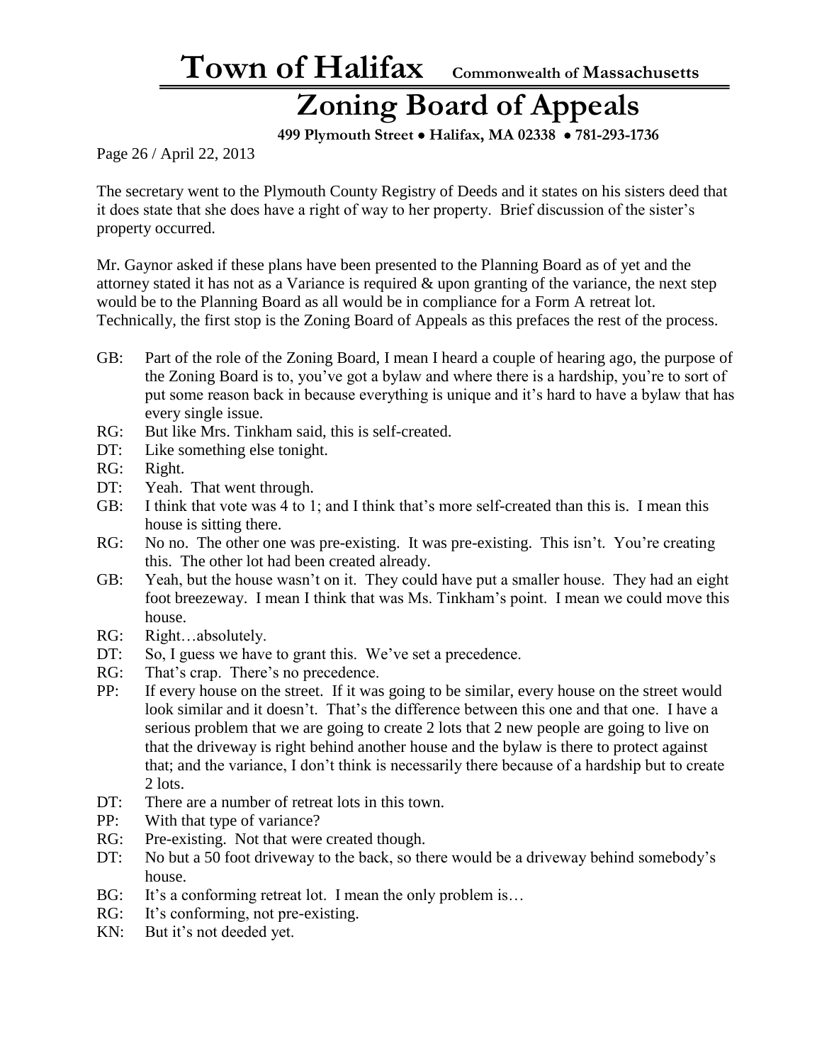The secretary went to the Plymouth County Registry of Deeds and it states on his sisters deed that it does state that she does have a right of way to her property. Brief discussion of the sister's property occurred.

Mr. Gaynor asked if these plans have been presented to the Planning Board as of yet and the attorney stated it has not as a Variance is required & upon granting of the variance, the next step would be to the Planning Board as all would be in compliance for a Form A retreat lot. Technically, the first stop is the Zoning Board of Appeals as this prefaces the rest of the process.

GB: Part of the role of the Zoning Board, I mean I heard a couple of hearing ago, the purpose of the Zoning Board is to, you've got a bylaw and where there is a hardship, you're to sort of put some reason back in because everything is unique and it's hard to have a bylaw that has every single issue.

RG: But like Mrs. Tinkham said, this is self-created.

DT: Like something else tonight.

RG: Right.

DT: Yeah. That went through.

GB: I think that vote was 4 to 1; and I think that's more self-created than this is. I mean this house is sitting there.

RG: No no. The other one was pre-existing. It was pre-existing. This isn't. You're creating this. The other lot had been created already.

GB: Yeah, but the house wasn't on it. They could have put a smaller house. They had an eight foot breezeway. I mean I think that was Ms. Tinkham's point. I mean we could move this house.

RG: Right…absolutely.

DT: So, I guess we have to grant this. We've set a precedence.

RG: That's crap. There's no precedence.

PP: If every house on the street. If it was going to be similar, every house on the street would look similar and it doesn't. That's the difference between this one and that one. I have a serious problem that we are going to create 2 lots that 2 new people are going to live on that the driveway is right behind another house and the bylaw is there to protect against that; and the variance, I don't think is necessarily there because of a hardship but to create 2 lots.

DT: There are a number of retreat lots in this town.

PP: With that type of variance?

RG: Pre-existing. Not that were created though.

DT: No but a 50 foot driveway to the back, so there would be a driveway behind somebody's house.

BG: It's a conforming retreat lot. I mean the only problem is…

RG: It's conforming, not pre-existing.

KN: But it's not deeded yet.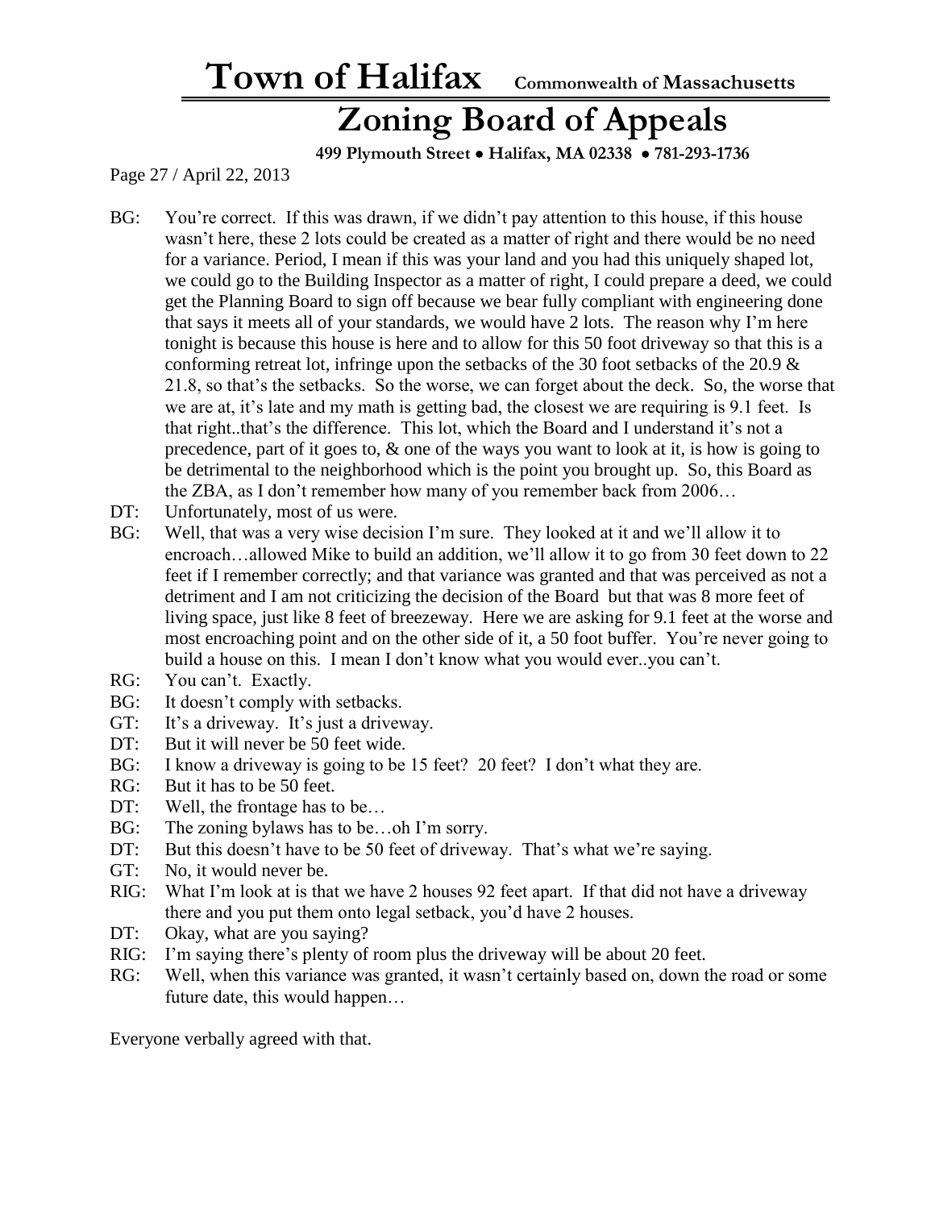BG: You're correct. If this was drawn, if we didn't pay attention to this house, if this house wasn't here, these 2 lots could be created as a matter of right and there would be no need for a variance. Period, I mean if this was your land and you had this uniquely shaped lot, we could go to the Building Inspector as a matter of right, I could prepare a deed, we could get the Planning Board to sign off because we bear fully compliant with engineering done that says it meets all of your standards, we would have 2 lots. The reason why I'm here tonight is because this house is here and to allow for this 50 foot driveway so that this is a conforming retreat lot, infringe upon the setbacks of the 30 foot setbacks of the 20.9 & 21.8, so that's the setbacks. So the worse, we can forget about the deck. So, the worse that we are at, it's late and my math is getting bad, the closest we are requiring is 9.1 feet. Is that right..that's the difference. This lot, which the Board and I understand it's not a precedence, part of it goes to, & one of the ways you want to look at it, is how is going to be detrimental to the neighborhood which is the point you brought up. So, this Board as the ZBA, as I don't remember how many of you remember back from 2006…

DT: Unfortunately, most of us were.

BG: Well, that was a very wise decision I'm sure. They looked at it and we'll allow it to encroach…allowed Mike to build an addition, we'll allow it to go from 30 feet down to 22 feet if I remember correctly; and that variance was granted and that was perceived as not a detriment and I am not criticizing the decision of the Board but that was 8 more feet of living space, just like 8 feet of breezeway. Here we are asking for 9.1 feet at the worse and most encroaching point and on the other side of it, a 50 foot buffer. You're never going to build a house on this. I mean I don't know what you would ever..you can't.

RG: You can't. Exactly.

BG: It doesn't comply with setbacks.

GT: It's a driveway. It's just a driveway.

DT: But it will never be 50 feet wide.

BG: I know a driveway is going to be 15 feet? 20 feet? I don't what they are.

RG: But it has to be 50 feet.

DT: Well, the frontage has to be…

BG: The zoning bylaws has to be…oh I'm sorry.

DT: But this doesn't have to be 50 feet of driveway. That's what we're saying.

GT: No, it would never be.

RIG: What I'm look at is that we have 2 houses 92 feet apart. If that did not have a driveway there and you put them onto legal setback, you'd have 2 houses.

DT: Okay, what are you saying?

RIG: I'm saying there's plenty of room plus the driveway will be about 20 feet.

RG: Well, when this variance was granted, it wasn't certainly based on, down the road or some future date, this would happen…

Everyone verbally agreed with that.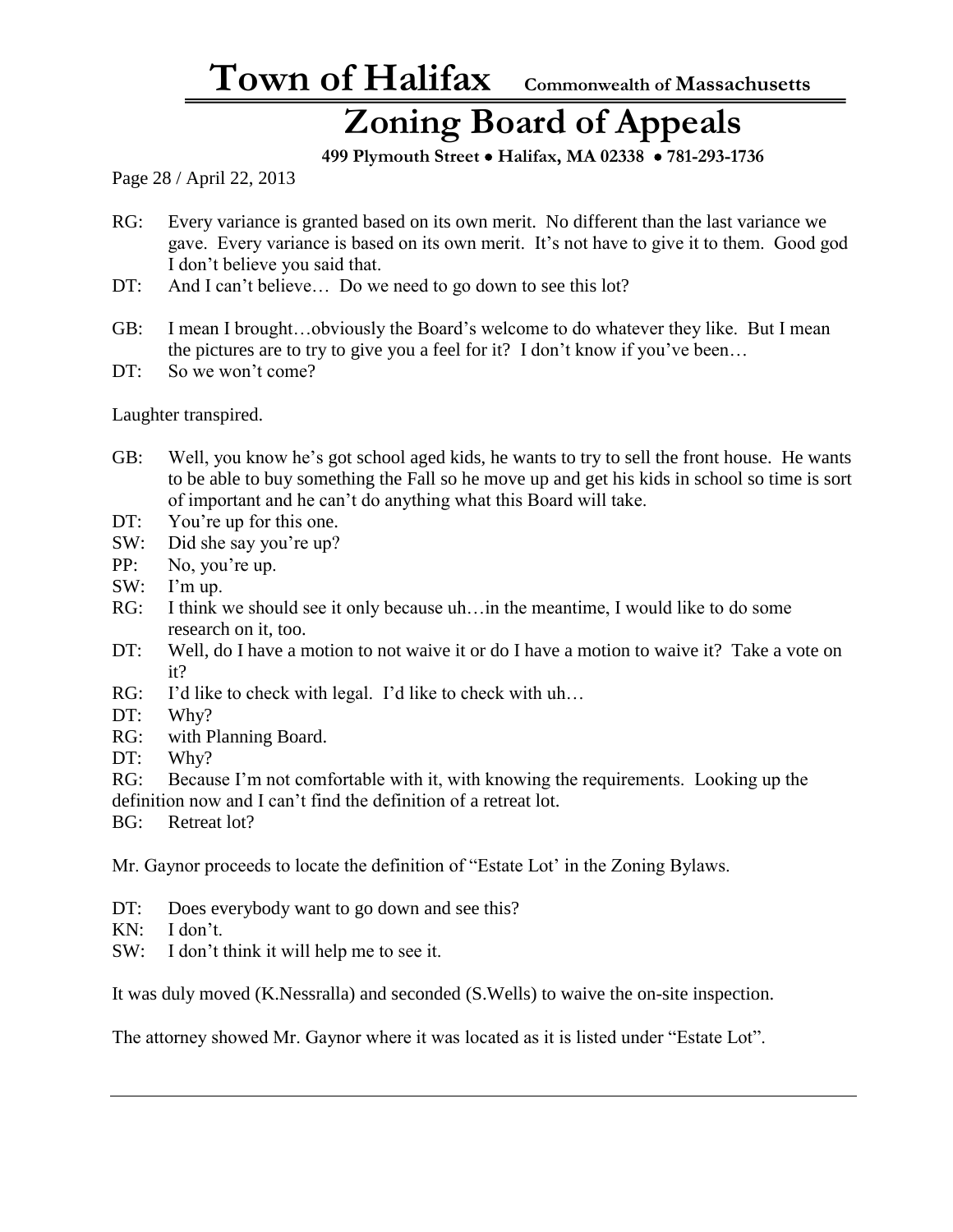RG: Every variance is granted based on its own merit. No different than the last variance we gave. Every variance is based on its own merit. It's not have to give it to them. Good god I don't believe you said that.

DT: And I can't believe… Do we need to go down to see this lot?

GB: I mean I brought…obviously the Board's welcome to do whatever they like. But I mean the pictures are to try to give you a feel for it? I don't know if you've been…

DT: So we won't come?

Laughter transpired.

GB: Well, you know he's got school aged kids, he wants to try to sell the front house. He wants to be able to buy something the Fall so he move up and get his kids in school so time is sort of important and he can't do anything what this Board will take.

DT: You're up for this one.

SW: Did she say you're up?

PP: No, you're up.

SW: I'm up.

RG: I think we should see it only because uh…in the meantime, I would like to do some research on it, too.

DT: Well, do I have a motion to not waive it or do I have a motion to waive it? Take a vote on it?

RG: I'd like to check with legal. I'd like to check with uh…

DT: Why?

RG: with Planning Board.

DT: Why?

RG: Because I'm not comfortable with it, with knowing the requirements. Looking up the definition now and I can't find the definition of a retreat lot.

BG: Retreat lot?

Mr. Gaynor proceeds to locate the definition of "Estate Lot' in the Zoning Bylaws.

DT: Does everybody want to go down and see this?

KN: I don't.

SW: I don't think it will help me to see it.

It was duly moved (K.Nessralla) and seconded (S.Wells) to waive the on-site inspection.

The attorney showed Mr. Gaynor where it was located as it is listed under "Estate Lot".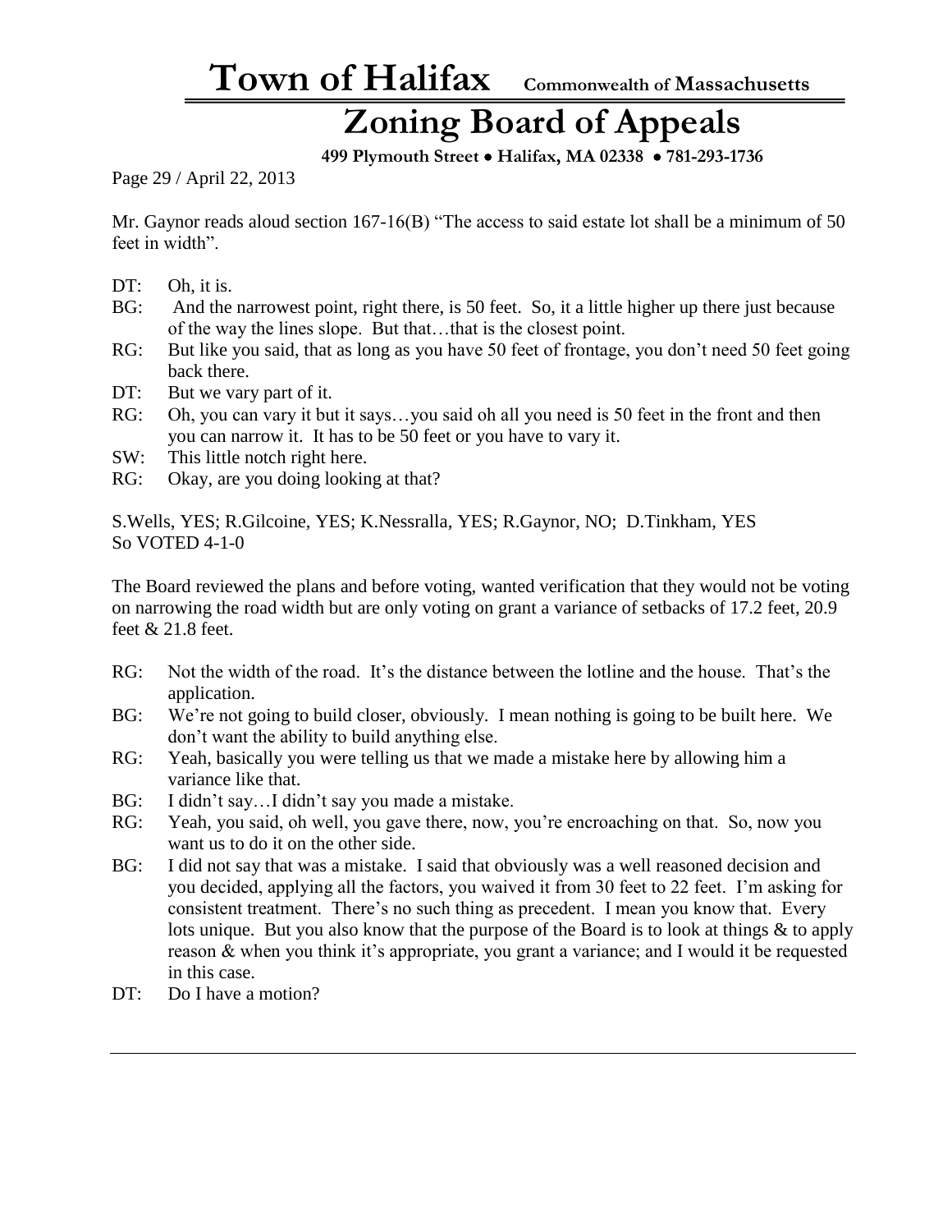Mr. Gaynor reads aloud section 167-16(B) "The access to said estate lot shall be a minimum of 50 feet in width".

DT: Oh, it is.

BG: And the narrowest point, right there, is 50 feet. So, it a little higher up there just because of the way the lines slope. But that…that is the closest point.

RG: But like you said, that as long as you have 50 feet of frontage, you don't need 50 feet going back there.

DT: But we vary part of it.

RG: Oh, you can vary it but it says…you said oh all you need is 50 feet in the front and then you can narrow it. It has to be 50 feet or you have to vary it.

SW: This little notch right here.

RG: Okay, are you doing looking at that?

S.Wells, YES; R.Gilcoine, YES; K.Nessralla, YES; R.Gaynor, NO; D.Tinkham, YES
So VOTED 4-1-0

The Board reviewed the plans and before voting, wanted verification that they would not be voting on narrowing the road width but are only voting on grant a variance of setbacks of 17.2 feet, 20.9 feet & 21.8 feet.

RG: Not the width of the road. It's the distance between the lotline and the house. That's the application.

BG: We're not going to build closer, obviously. I mean nothing is going to be built here. We don't want the ability to build anything else.

RG: Yeah, basically you were telling us that we made a mistake here by allowing him a variance like that.

BG: I didn't say…I didn't say you made a mistake.

RG: Yeah, you said, oh well, you gave there, now, you're encroaching on that. So, now you want us to do it on the other side.

BG: I did not say that was a mistake. I said that obviously was a well reasoned decision and you decided, applying all the factors, you waived it from 30 feet to 22 feet. I'm asking for consistent treatment. There's no such thing as precedent. I mean you know that. Every lots unique. But you also know that the purpose of the Board is to look at things & to apply reason & when you think it's appropriate, you grant a variance; and I would it be requested in this case.

DT: Do I have a motion?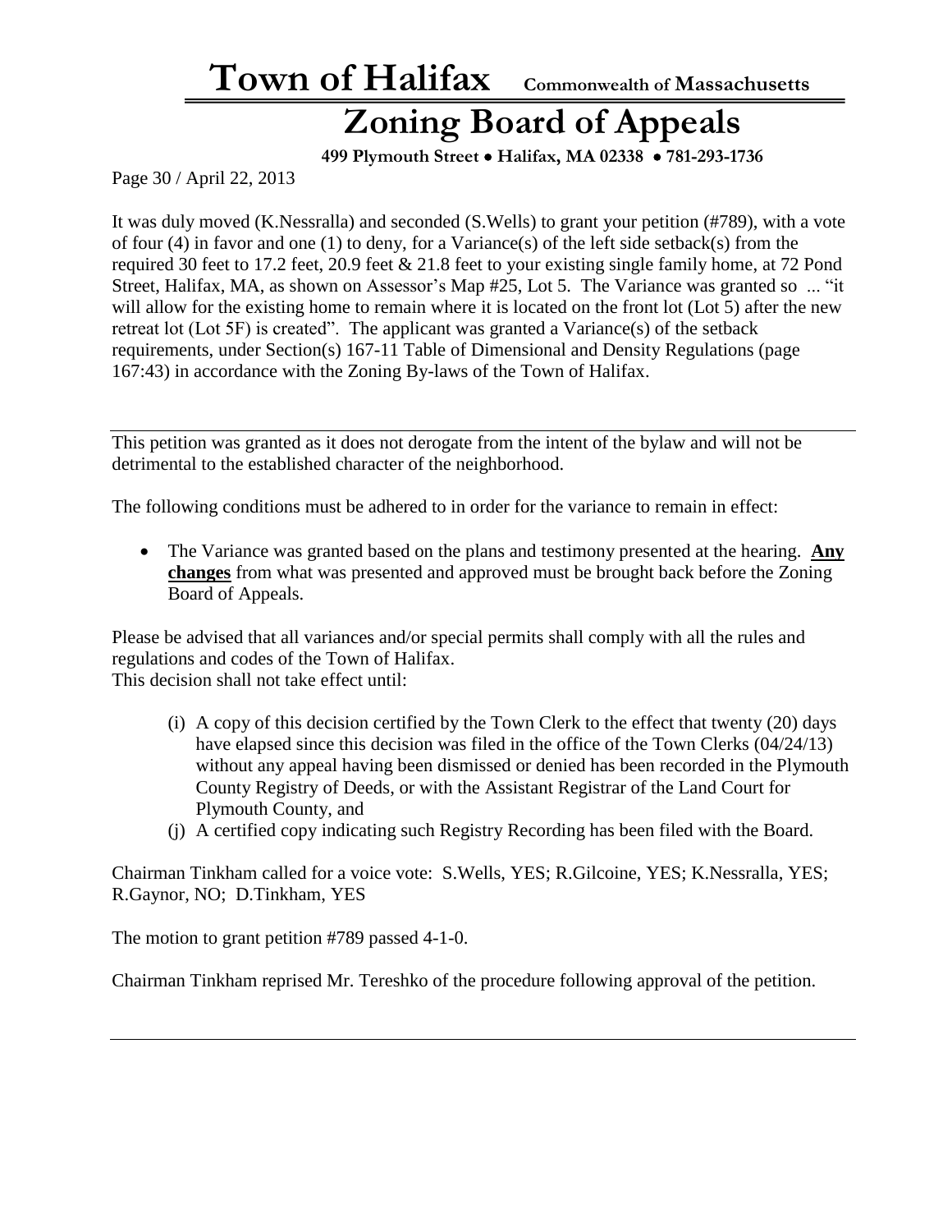It was duly moved (K.Nessralla) and seconded (S.Wells) to grant your petition (#789), with a vote of four (4) in favor and one (1) to deny, for a Variance(s) of the left side setback(s) from the required 30 feet to 17.2 feet, 20.9 feet & 21.8 feet to your existing single family home, at 72 Pond Street, Halifax, MA, as shown on Assessor's Map #25, Lot 5. The Variance was granted so ... "it will allow for the existing home to remain where it is located on the front lot (Lot 5) after the new retreat lot (Lot 5F) is created". The applicant was granted a Variance(s) of the setback requirements, under Section(s) 167-11 Table of Dimensional and Density Regulations (page 167:43) in accordance with the Zoning By-laws of the Town of Halifax.

---

This petition was granted as it does not derogate from the intent of the bylaw and will not be detrimental to the established character of the neighborhood.

The following conditions must be adhered to in order for the variance to remain in effect:

- The Variance was granted based on the plans and testimony presented at the hearing. **Any changes** from what was presented and approved must be brought back before the Zoning Board of Appeals.

Please be advised that all variances and/or special permits shall comply with all the rules and regulations and codes of the Town of Halifax.
This decision shall not take effect until:

(i) A copy of this decision certified by the Town Clerk to the effect that twenty (20) days have elapsed since this decision was filed in the office of the Town Clerks (04/24/13) without any appeal having been dismissed or denied has been recorded in the Plymouth County Registry of Deeds, or with the Assistant Registrar of the Land Court for Plymouth County, and

(j) A certified copy indicating such Registry Recording has been filed with the Board.

Chairman Tinkham called for a voice vote: S.Wells, YES; R.Gilcoine, YES; K.Nessralla, YES; R.Gaynor, NO; D.Tinkham, YES

The motion to grant petition #789 passed 4-1-0.

Chairman Tinkham reprised Mr. Tereshko of the procedure following approval of the petition.

---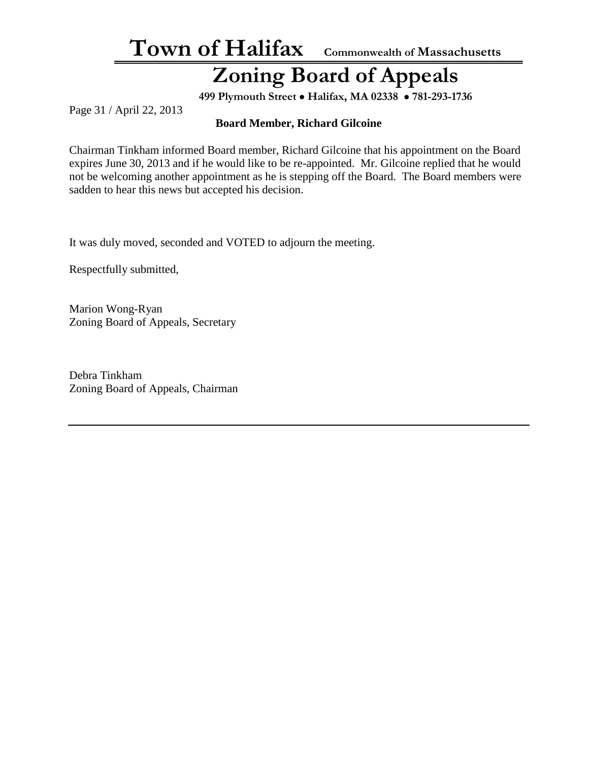**Board Member, Richard Gilcoine**

Chairman Tinkham informed Board member, Richard Gilcoine that his appointment on the Board expires June 30, 2013 and if he would like to be re-appointed. Mr. Gilcoine replied that he would not be welcoming another appointment as he is stepping off the Board. The Board members were sadden to hear this news but accepted his decision.

It was duly moved, seconded and VOTED to adjourn the meeting.

Respectfully submitted,

Marion Wong-Ryan
Zoning Board of Appeals, Secretary

Debra Tinkham
Zoning Board of Appeals, Chairman